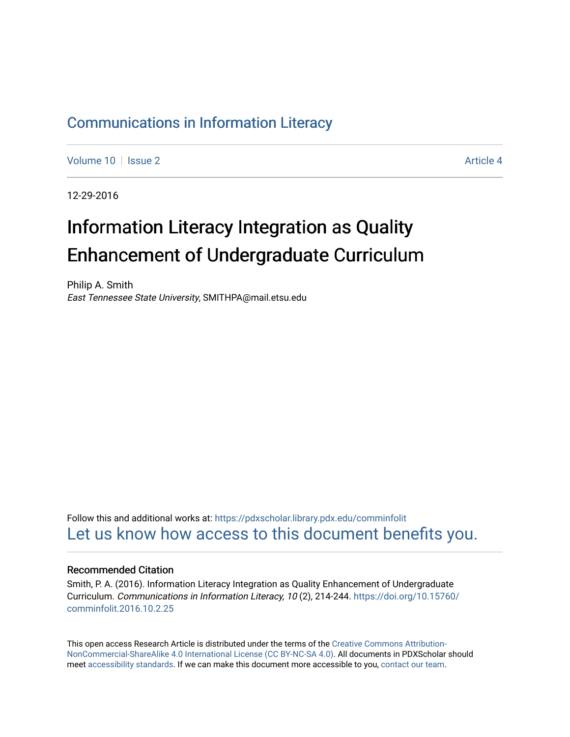# Communications in Information Literacy

Volume 10 | Issue 2 | Article 4

12-29-2016

# Information Literacy Integration as Quality Enhancement of Undergraduate Curriculum

Philip A. Smith
*East Tennessee State University*, SMITHPA@mail.etsu.edu

Follow this and additional works at: https://pdxscholar.library.pdx.edu/comminfolit
Let us know how access to this document benefits you.

## Recommended Citation

Smith, P. A. (2016). Information Literacy Integration as Quality Enhancement of Undergraduate Curriculum. *Communications in Information Literacy, 10* (2), 214-244. https://doi.org/10.15760/comminfolit.2016.10.2.25

This open access Research Article is distributed under the terms of the Creative Commons Attribution-NonCommercial-ShareAlike 4.0 International License (CC BY-NC-SA 4.0). All documents in PDXScholar should meet accessibility standards. If we can make this document more accessible to you, contact our team.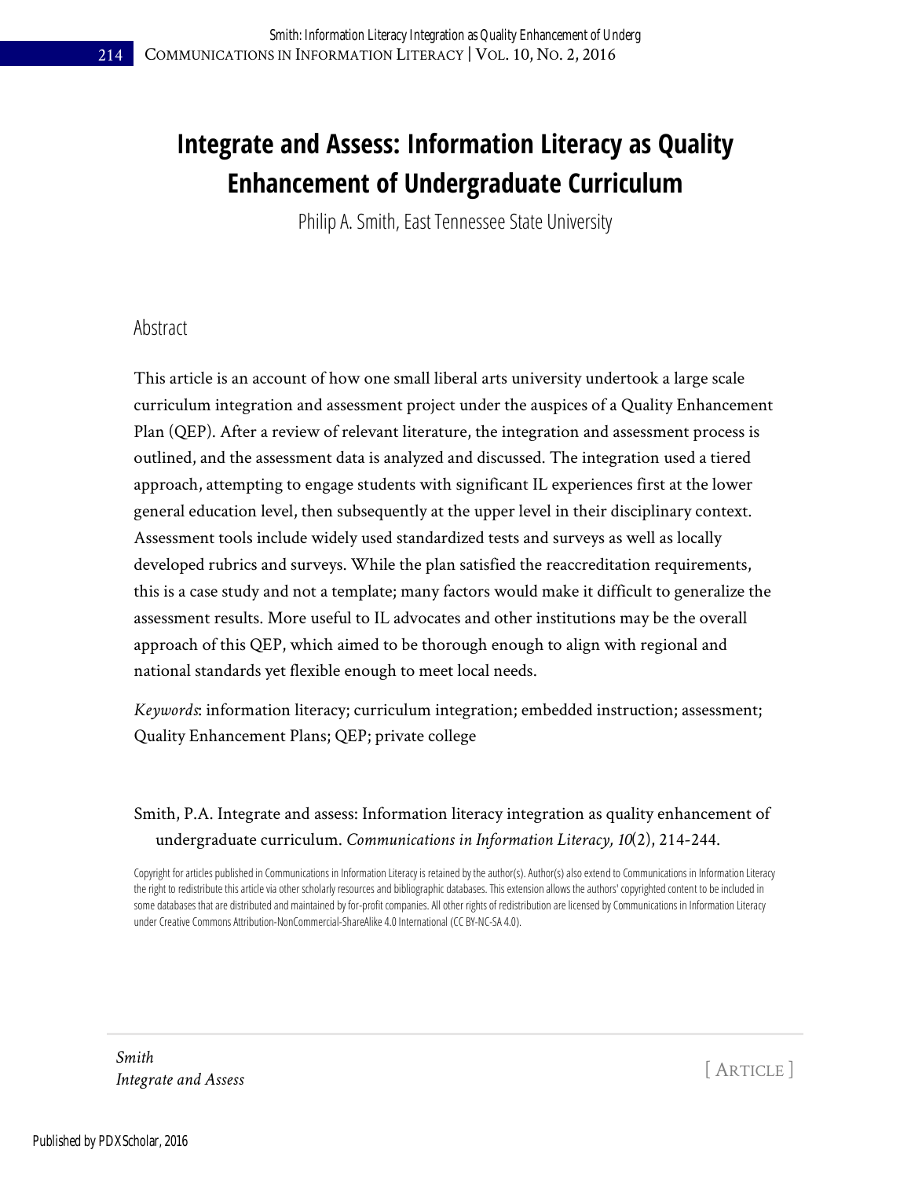# Integrate and Assess: Information Literacy as Quality Enhancement of Undergraduate Curriculum

Philip A. Smith, East Tennessee State University

## Abstract

This article is an account of how one small liberal arts university undertook a large scale curriculum integration and assessment project under the auspices of a Quality Enhancement Plan (QEP). After a review of relevant literature, the integration and assessment process is outlined, and the assessment data is analyzed and discussed. The integration used a tiered approach, attempting to engage students with significant IL experiences first at the lower general education level, then subsequently at the upper level in their disciplinary context. Assessment tools include widely used standardized tests and surveys as well as locally developed rubrics and surveys. While the plan satisfied the reaccreditation requirements, this is a case study and not a template; many factors would make it difficult to generalize the assessment results. More useful to IL advocates and other institutions may be the overall approach of this QEP, which aimed to be thorough enough to align with regional and national standards yet flexible enough to meet local needs.

*Keywords*: information literacy; curriculum integration; embedded instruction; assessment; Quality Enhancement Plans; QEP; private college

Smith, P.A. Integrate and assess: Information literacy integration as quality enhancement of undergraduate curriculum. *Communications in Information Literacy, 10*(2), 214-244.

Copyright for articles published in Communications in Information Literacy is retained by the author(s). Author(s) also extend to Communications in Information Literacy the right to redistribute this article via other scholarly resources and bibliographic databases. This extension allows the authors' copyrighted content to be included in some databases that are distributed and maintained by for-profit companies. All other rights of redistribution are licensed by Communications in Information Literacy under Creative Commons Attribution-NonCommercial-ShareAlike 4.0 International (CC BY-NC-SA 4.0).

[ ARTICLE ]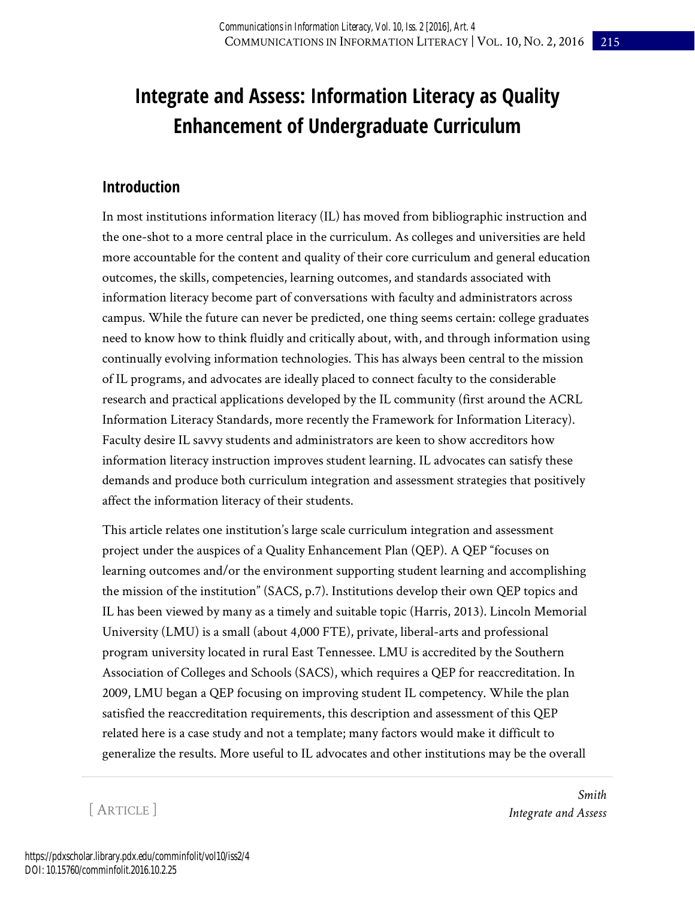# Integrate and Assess: Information Literacy as Quality Enhancement of Undergraduate Curriculum

## Introduction

In most institutions information literacy (IL) has moved from bibliographic instruction and the one-shot to a more central place in the curriculum. As colleges and universities are held more accountable for the content and quality of their core curriculum and general education outcomes, the skills, competencies, learning outcomes, and standards associated with information literacy become part of conversations with faculty and administrators across campus. While the future can never be predicted, one thing seems certain: college graduates need to know how to think fluidly and critically about, with, and through information using continually evolving information technologies. This has always been central to the mission of IL programs, and advocates are ideally placed to connect faculty to the considerable research and practical applications developed by the IL community (first around the ACRL Information Literacy Standards, more recently the Framework for Information Literacy). Faculty desire IL savvy students and administrators are keen to show accreditors how information literacy instruction improves student learning. IL advocates can satisfy these demands and produce both curriculum integration and assessment strategies that positively affect the information literacy of their students.

This article relates one institution's large scale curriculum integration and assessment project under the auspices of a Quality Enhancement Plan (QEP). A QEP "focuses on learning outcomes and/or the environment supporting student learning and accomplishing the mission of the institution" (SACS, p.7). Institutions develop their own QEP topics and IL has been viewed by many as a timely and suitable topic (Harris, 2013). Lincoln Memorial University (LMU) is a small (about 4,000 FTE), private, liberal-arts and professional program university located in rural East Tennessee. LMU is accredited by the Southern Association of Colleges and Schools (SACS), which requires a QEP for reaccreditation. In 2009, LMU began a QEP focusing on improving student IL competency. While the plan satisfied the reaccreditation requirements, this description and assessment of this QEP related here is a case study and not a template; many factors would make it difficult to generalize the results. More useful to IL advocates and other institutions may be the overall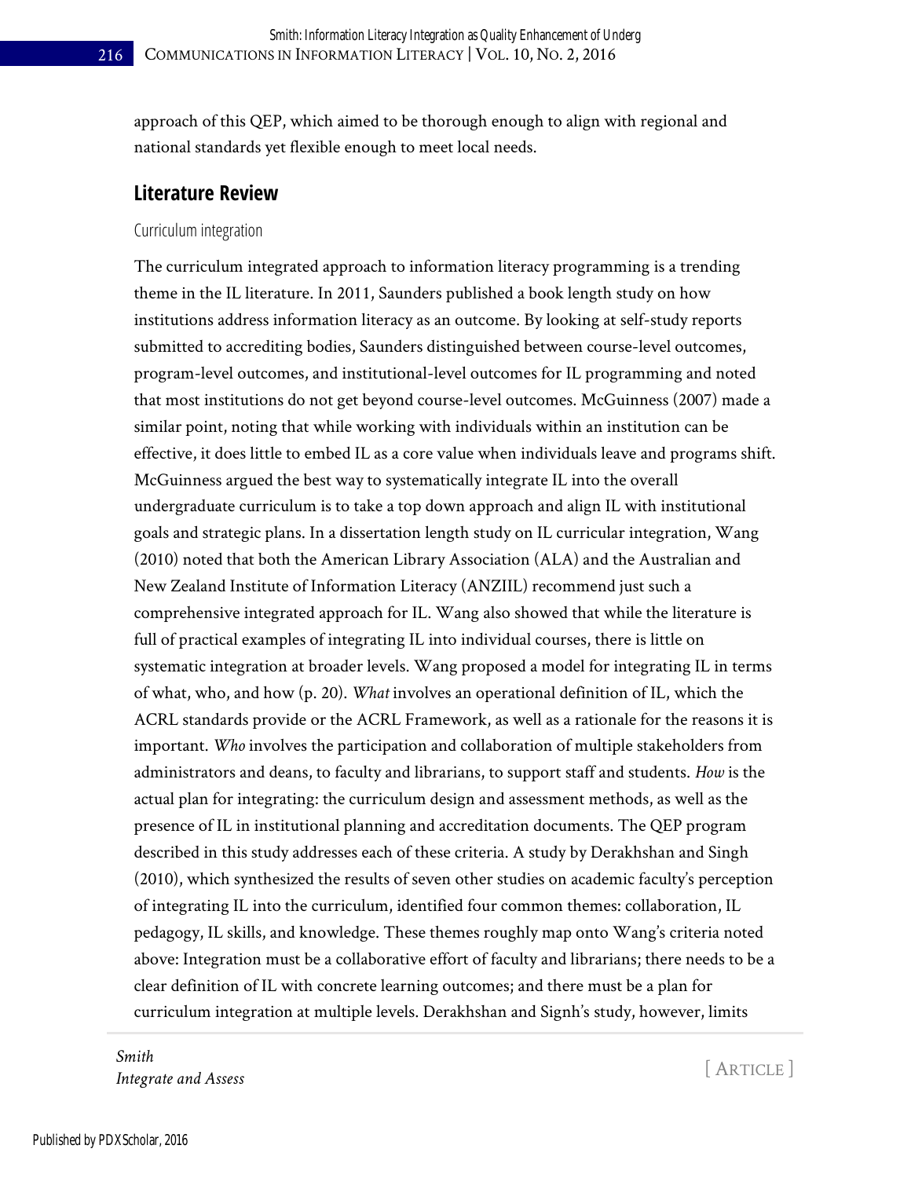approach of this QEP, which aimed to be thorough enough to align with regional and national standards yet flexible enough to meet local needs.

## Literature Review

### Curriculum integration

The curriculum integrated approach to information literacy programming is a trending theme in the IL literature. In 2011, Saunders published a book length study on how institutions address information literacy as an outcome. By looking at self-study reports submitted to accrediting bodies, Saunders distinguished between course-level outcomes, program-level outcomes, and institutional-level outcomes for IL programming and noted that most institutions do not get beyond course-level outcomes. McGuinness (2007) made a similar point, noting that while working with individuals within an institution can be effective, it does little to embed IL as a core value when individuals leave and programs shift. McGuinness argued the best way to systematically integrate IL into the overall undergraduate curriculum is to take a top down approach and align IL with institutional goals and strategic plans. In a dissertation length study on IL curricular integration, Wang (2010) noted that both the American Library Association (ALA) and the Australian and New Zealand Institute of Information Literacy (ANZIIL) recommend just such a comprehensive integrated approach for IL. Wang also showed that while the literature is full of practical examples of integrating IL into individual courses, there is little on systematic integration at broader levels. Wang proposed a model for integrating IL in terms of what, who, and how (p. 20). *What* involves an operational definition of IL, which the ACRL standards provide or the ACRL Framework, as well as a rationale for the reasons it is important. *Who* involves the participation and collaboration of multiple stakeholders from administrators and deans, to faculty and librarians, to support staff and students. *How* is the actual plan for integrating: the curriculum design and assessment methods, as well as the presence of IL in institutional planning and accreditation documents. The QEP program described in this study addresses each of these criteria. A study by Derakhshan and Singh (2010), which synthesized the results of seven other studies on academic faculty's perception of integrating IL into the curriculum, identified four common themes: collaboration, IL pedagogy, IL skills, and knowledge. These themes roughly map onto Wang's criteria noted above: Integration must be a collaborative effort of faculty and librarians; there needs to be a clear definition of IL with concrete learning outcomes; and there must be a plan for curriculum integration at multiple levels. Derakhshan and Signh's study, however, limits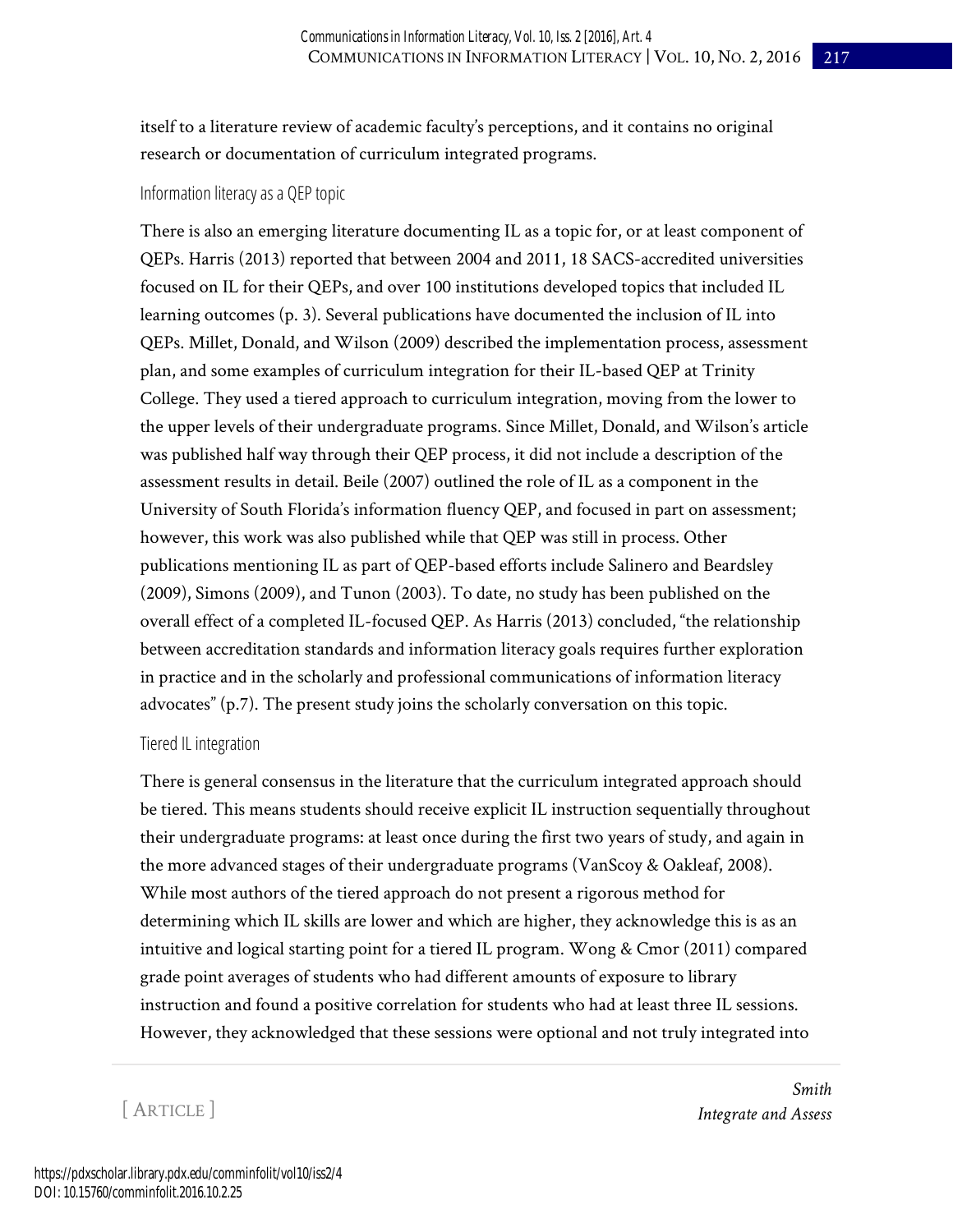itself to a literature review of academic faculty's perceptions, and it contains no original research or documentation of curriculum integrated programs.

### Information literacy as a QEP topic

There is also an emerging literature documenting IL as a topic for, or at least component of QEPs. Harris (2013) reported that between 2004 and 2011, 18 SACS-accredited universities focused on IL for their QEPs, and over 100 institutions developed topics that included IL learning outcomes (p. 3). Several publications have documented the inclusion of IL into QEPs. Millet, Donald, and Wilson (2009) described the implementation process, assessment plan, and some examples of curriculum integration for their IL-based QEP at Trinity College. They used a tiered approach to curriculum integration, moving from the lower to the upper levels of their undergraduate programs. Since Millet, Donald, and Wilson's article was published half way through their QEP process, it did not include a description of the assessment results in detail. Beile (2007) outlined the role of IL as a component in the University of South Florida's information fluency QEP, and focused in part on assessment; however, this work was also published while that QEP was still in process. Other publications mentioning IL as part of QEP-based efforts include Salinero and Beardsley (2009), Simons (2009), and Tunon (2003). To date, no study has been published on the overall effect of a completed IL-focused QEP. As Harris (2013) concluded, "the relationship between accreditation standards and information literacy goals requires further exploration in practice and in the scholarly and professional communications of information literacy advocates" (p.7). The present study joins the scholarly conversation on this topic.

### Tiered IL integration

There is general consensus in the literature that the curriculum integrated approach should be tiered. This means students should receive explicit IL instruction sequentially throughout their undergraduate programs: at least once during the first two years of study, and again in the more advanced stages of their undergraduate programs (VanScoy & Oakleaf, 2008). While most authors of the tiered approach do not present a rigorous method for determining which IL skills are lower and which are higher, they acknowledge this is as an intuitive and logical starting point for a tiered IL program. Wong & Cmor (2011) compared grade point averages of students who had different amounts of exposure to library instruction and found a positive correlation for students who had at least three IL sessions. However, they acknowledged that these sessions were optional and not truly integrated into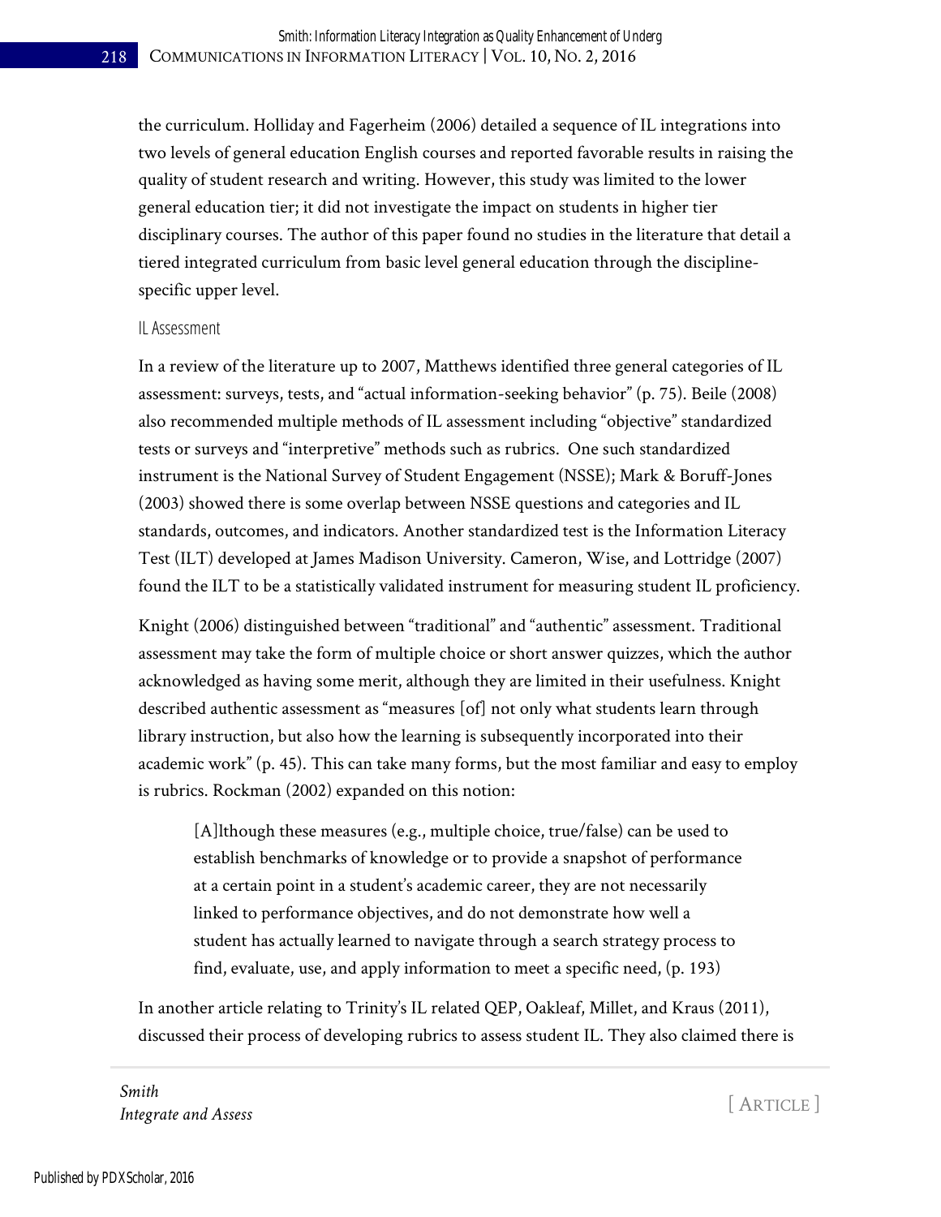the curriculum. Holliday and Fagerheim (2006) detailed a sequence of IL integrations into two levels of general education English courses and reported favorable results in raising the quality of student research and writing. However, this study was limited to the lower general education tier; it did not investigate the impact on students in higher tier disciplinary courses. The author of this paper found no studies in the literature that detail a tiered integrated curriculum from basic level general education through the discipline-specific upper level.

### IL Assessment

In a review of the literature up to 2007, Matthews identified three general categories of IL assessment: surveys, tests, and "actual information-seeking behavior" (p. 75). Beile (2008) also recommended multiple methods of IL assessment including "objective" standardized tests or surveys and "interpretive" methods such as rubrics. One such standardized instrument is the National Survey of Student Engagement (NSSE); Mark & Boruff-Jones (2003) showed there is some overlap between NSSE questions and categories and IL standards, outcomes, and indicators. Another standardized test is the Information Literacy Test (ILT) developed at James Madison University. Cameron, Wise, and Lottridge (2007) found the ILT to be a statistically validated instrument for measuring student IL proficiency.

Knight (2006) distinguished between "traditional" and "authentic" assessment. Traditional assessment may take the form of multiple choice or short answer quizzes, which the author acknowledged as having some merit, although they are limited in their usefulness. Knight described authentic assessment as "measures [of] not only what students learn through library instruction, but also how the learning is subsequently incorporated into their academic work" (p. 45). This can take many forms, but the most familiar and easy to employ is rubrics. Rockman (2002) expanded on this notion:

> [A]lthough these measures (e.g., multiple choice, true/false) can be used to establish benchmarks of knowledge or to provide a snapshot of performance at a certain point in a student's academic career, they are not necessarily linked to performance objectives, and do not demonstrate how well a student has actually learned to navigate through a search strategy process to find, evaluate, use, and apply information to meet a specific need, (p. 193)

In another article relating to Trinity's IL related QEP, Oakleaf, Millet, and Kraus (2011), discussed their process of developing rubrics to assess student IL. They also claimed there is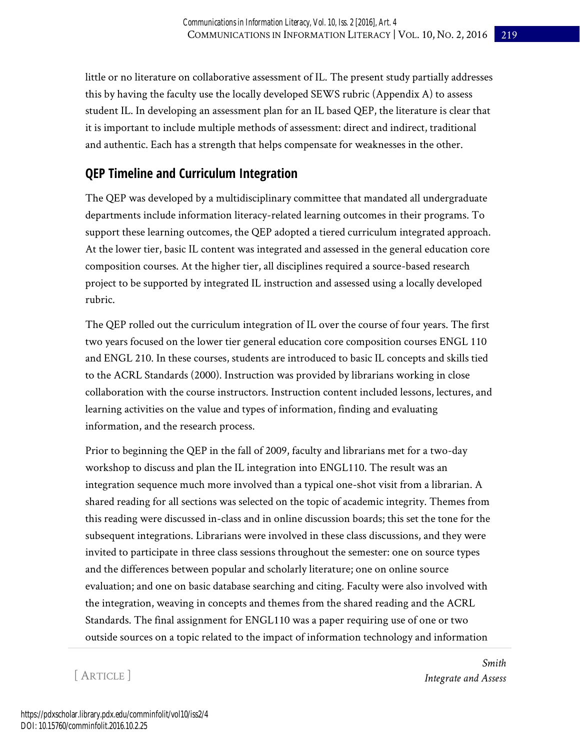little or no literature on collaborative assessment of IL. The present study partially addresses this by having the faculty use the locally developed SEWS rubric (Appendix A) to assess student IL. In developing an assessment plan for an IL based QEP, the literature is clear that it is important to include multiple methods of assessment: direct and indirect, traditional and authentic. Each has a strength that helps compensate for weaknesses in the other.

## QEP Timeline and Curriculum Integration

The QEP was developed by a multidisciplinary committee that mandated all undergraduate departments include information literacy-related learning outcomes in their programs. To support these learning outcomes, the QEP adopted a tiered curriculum integrated approach. At the lower tier, basic IL content was integrated and assessed in the general education core composition courses. At the higher tier, all disciplines required a source-based research project to be supported by integrated IL instruction and assessed using a locally developed rubric.

The QEP rolled out the curriculum integration of IL over the course of four years. The first two years focused on the lower tier general education core composition courses ENGL 110 and ENGL 210. In these courses, students are introduced to basic IL concepts and skills tied to the ACRL Standards (2000). Instruction was provided by librarians working in close collaboration with the course instructors. Instruction content included lessons, lectures, and learning activities on the value and types of information, finding and evaluating information, and the research process.

Prior to beginning the QEP in the fall of 2009, faculty and librarians met for a two-day workshop to discuss and plan the IL integration into ENGL110. The result was an integration sequence much more involved than a typical one-shot visit from a librarian. A shared reading for all sections was selected on the topic of academic integrity. Themes from this reading were discussed in-class and in online discussion boards; this set the tone for the subsequent integrations. Librarians were involved in these class discussions, and they were invited to participate in three class sessions throughout the semester: one on source types and the differences between popular and scholarly literature; one on online source evaluation; and one on basic database searching and citing. Faculty were also involved with the integration, weaving in concepts and themes from the shared reading and the ACRL Standards. The final assignment for ENGL110 was a paper requiring use of one or two outside sources on a topic related to the impact of information technology and information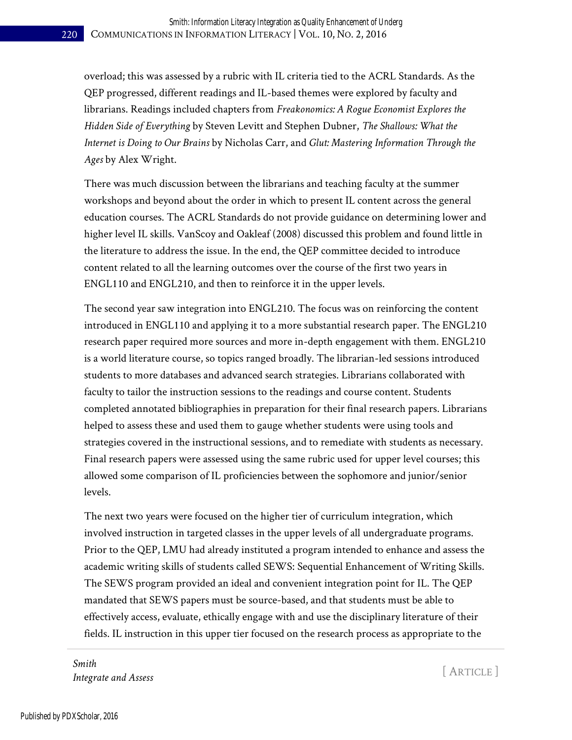overload; this was assessed by a rubric with IL criteria tied to the ACRL Standards. As the QEP progressed, different readings and IL-based themes were explored by faculty and librarians. Readings included chapters from *Freakonomics: A Rogue Economist Explores the Hidden Side of Everything* by Steven Levitt and Stephen Dubner, *The Shallows: What the Internet is Doing to Our Brains* by Nicholas Carr, and *Glut: Mastering Information Through the Ages* by Alex Wright.

There was much discussion between the librarians and teaching faculty at the summer workshops and beyond about the order in which to present IL content across the general education courses. The ACRL Standards do not provide guidance on determining lower and higher level IL skills. VanScoy and Oakleaf (2008) discussed this problem and found little in the literature to address the issue. In the end, the QEP committee decided to introduce content related to all the learning outcomes over the course of the first two years in ENGL110 and ENGL210, and then to reinforce it in the upper levels.

The second year saw integration into ENGL210. The focus was on reinforcing the content introduced in ENGL110 and applying it to a more substantial research paper. The ENGL210 research paper required more sources and more in-depth engagement with them. ENGL210 is a world literature course, so topics ranged broadly. The librarian-led sessions introduced students to more databases and advanced search strategies. Librarians collaborated with faculty to tailor the instruction sessions to the readings and course content. Students completed annotated bibliographies in preparation for their final research papers. Librarians helped to assess these and used them to gauge whether students were using tools and strategies covered in the instructional sessions, and to remediate with students as necessary. Final research papers were assessed using the same rubric used for upper level courses; this allowed some comparison of IL proficiencies between the sophomore and junior/senior levels.

The next two years were focused on the higher tier of curriculum integration, which involved instruction in targeted classes in the upper levels of all undergraduate programs. Prior to the QEP, LMU had already instituted a program intended to enhance and assess the academic writing skills of students called SEWS: Sequential Enhancement of Writing Skills. The SEWS program provided an ideal and convenient integration point for IL. The QEP mandated that SEWS papers must be source-based, and that students must be able to effectively access, evaluate, ethically engage with and use the disciplinary literature of their fields. IL instruction in this upper tier focused on the research process as appropriate to the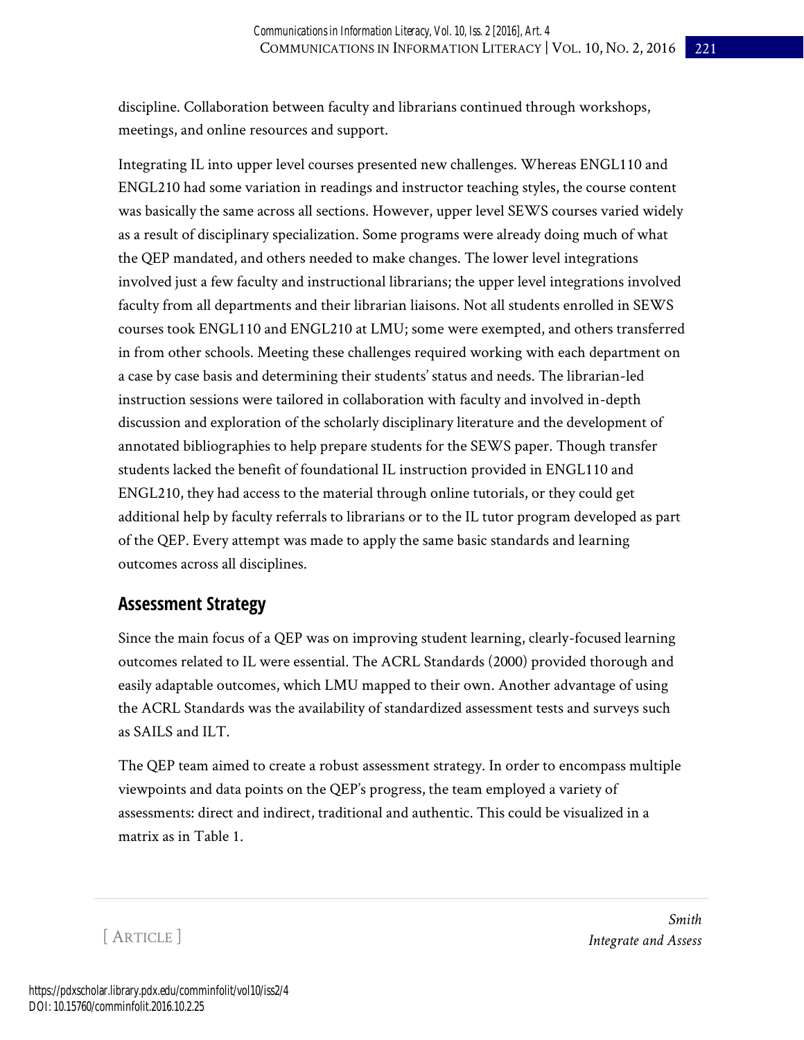discipline. Collaboration between faculty and librarians continued through workshops, meetings, and online resources and support.

Integrating IL into upper level courses presented new challenges. Whereas ENGL110 and ENGL210 had some variation in readings and instructor teaching styles, the course content was basically the same across all sections. However, upper level SEWS courses varied widely as a result of disciplinary specialization. Some programs were already doing much of what the QEP mandated, and others needed to make changes. The lower level integrations involved just a few faculty and instructional librarians; the upper level integrations involved faculty from all departments and their librarian liaisons. Not all students enrolled in SEWS courses took ENGL110 and ENGL210 at LMU; some were exempted, and others transferred in from other schools. Meeting these challenges required working with each department on a case by case basis and determining their students' status and needs. The librarian-led instruction sessions were tailored in collaboration with faculty and involved in-depth discussion and exploration of the scholarly disciplinary literature and the development of annotated bibliographies to help prepare students for the SEWS paper. Though transfer students lacked the benefit of foundational IL instruction provided in ENGL110 and ENGL210, they had access to the material through online tutorials, or they could get additional help by faculty referrals to librarians or to the IL tutor program developed as part of the QEP. Every attempt was made to apply the same basic standards and learning outcomes across all disciplines.

## Assessment Strategy

Since the main focus of a QEP was on improving student learning, clearly-focused learning outcomes related to IL were essential. The ACRL Standards (2000) provided thorough and easily adaptable outcomes, which LMU mapped to their own. Another advantage of using the ACRL Standards was the availability of standardized assessment tests and surveys such as SAILS and ILT.

The QEP team aimed to create a robust assessment strategy. In order to encompass multiple viewpoints and data points on the QEP's progress, the team employed a variety of assessments: direct and indirect, traditional and authentic. This could be visualized in a matrix as in Table 1.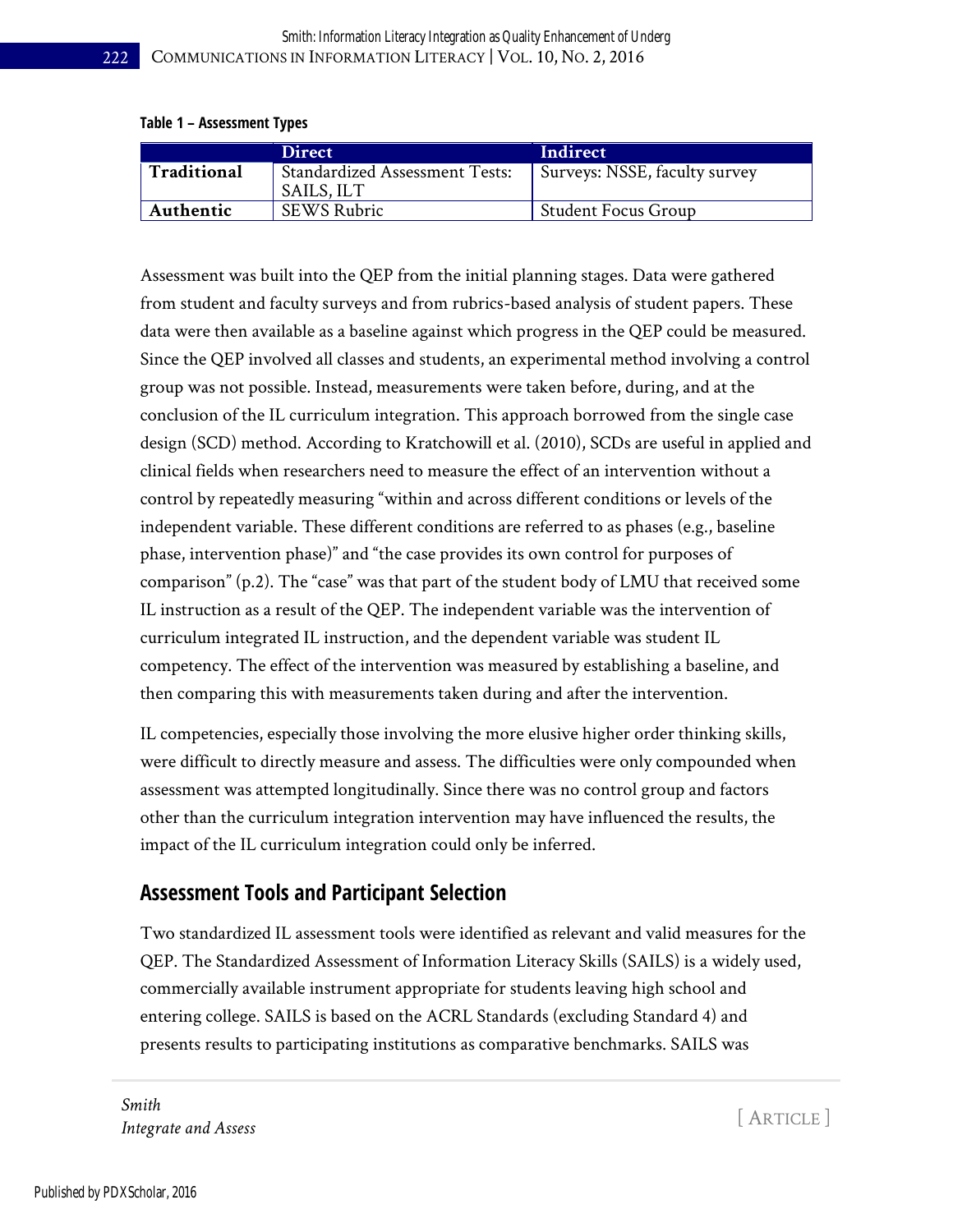**Table 1 – Assessment Types**

| | Direct | Indirect |
|---|---|---|
| **Traditional** | Standardized Assessment Tests: SAILS, ILT | Surveys: NSSE, faculty survey |
| **Authentic** | SEWS Rubric | Student Focus Group |

Assessment was built into the QEP from the initial planning stages. Data were gathered from student and faculty surveys and from rubrics-based analysis of student papers. These data were then available as a baseline against which progress in the QEP could be measured. Since the QEP involved all classes and students, an experimental method involving a control group was not possible. Instead, measurements were taken before, during, and at the conclusion of the IL curriculum integration. This approach borrowed from the single case design (SCD) method. According to Kratchowill et al. (2010), SCDs are useful in applied and clinical fields when researchers need to measure the effect of an intervention without a control by repeatedly measuring "within and across different conditions or levels of the independent variable. These different conditions are referred to as phases (e.g., baseline phase, intervention phase)" and "the case provides its own control for purposes of comparison" (p.2). The "case" was that part of the student body of LMU that received some IL instruction as a result of the QEP. The independent variable was the intervention of curriculum integrated IL instruction, and the dependent variable was student IL competency. The effect of the intervention was measured by establishing a baseline, and then comparing this with measurements taken during and after the intervention.

IL competencies, especially those involving the more elusive higher order thinking skills, were difficult to directly measure and assess. The difficulties were only compounded when assessment was attempted longitudinally. Since there was no control group and factors other than the curriculum integration intervention may have influenced the results, the impact of the IL curriculum integration could only be inferred.

## Assessment Tools and Participant Selection

Two standardized IL assessment tools were identified as relevant and valid measures for the QEP. The Standardized Assessment of Information Literacy Skills (SAILS) is a widely used, commercially available instrument appropriate for students leaving high school and entering college. SAILS is based on the ACRL Standards (excluding Standard 4) and presents results to participating institutions as comparative benchmarks. SAILS was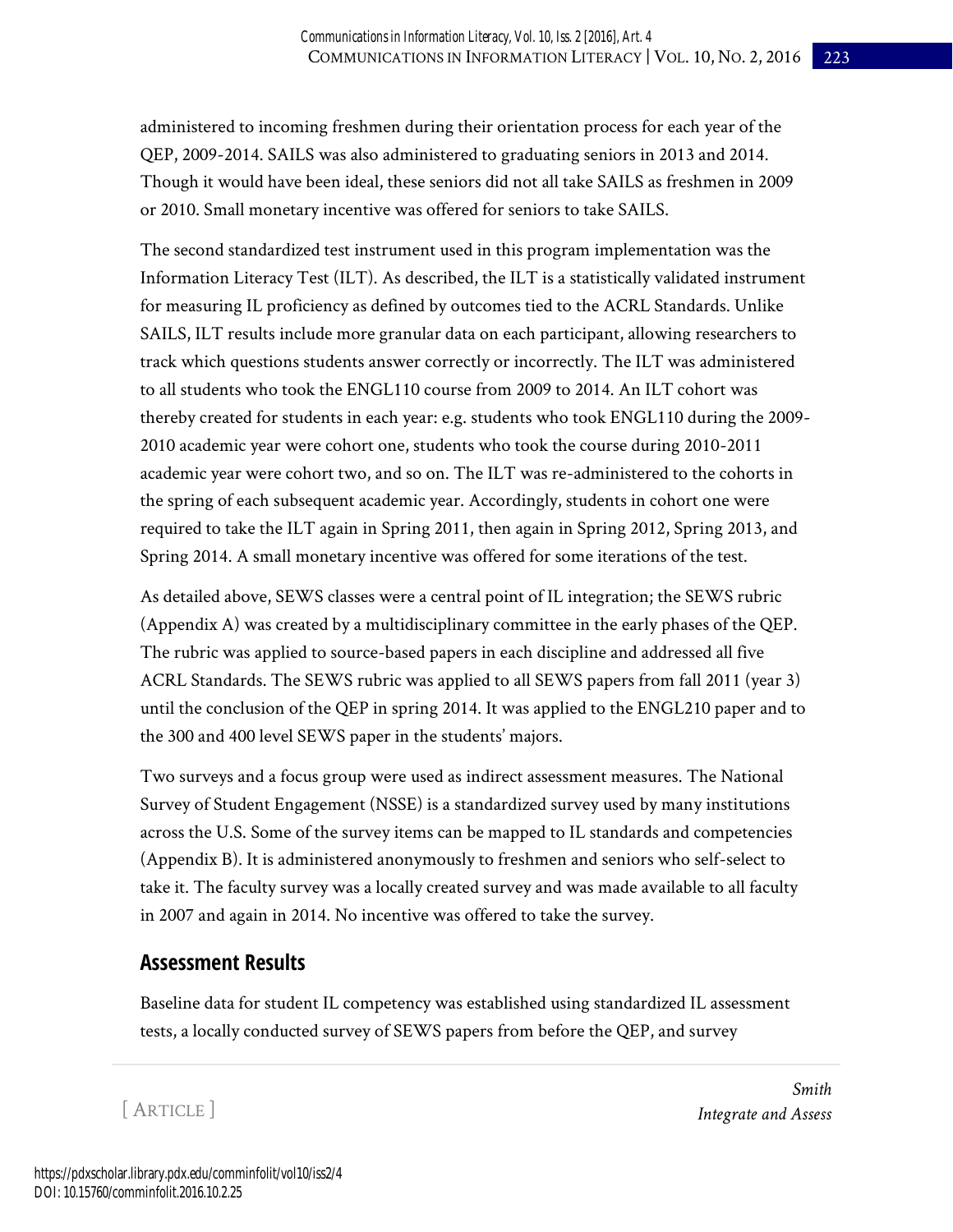administered to incoming freshmen during their orientation process for each year of the QEP, 2009-2014. SAILS was also administered to graduating seniors in 2013 and 2014. Though it would have been ideal, these seniors did not all take SAILS as freshmen in 2009 or 2010. Small monetary incentive was offered for seniors to take SAILS.

The second standardized test instrument used in this program implementation was the Information Literacy Test (ILT). As described, the ILT is a statistically validated instrument for measuring IL proficiency as defined by outcomes tied to the ACRL Standards. Unlike SAILS, ILT results include more granular data on each participant, allowing researchers to track which questions students answer correctly or incorrectly. The ILT was administered to all students who took the ENGL110 course from 2009 to 2014. An ILT cohort was thereby created for students in each year: e.g. students who took ENGL110 during the 2009-2010 academic year were cohort one, students who took the course during 2010-2011 academic year were cohort two, and so on. The ILT was re-administered to the cohorts in the spring of each subsequent academic year. Accordingly, students in cohort one were required to take the ILT again in Spring 2011, then again in Spring 2012, Spring 2013, and Spring 2014. A small monetary incentive was offered for some iterations of the test.

As detailed above, SEWS classes were a central point of IL integration; the SEWS rubric (Appendix A) was created by a multidisciplinary committee in the early phases of the QEP. The rubric was applied to source-based papers in each discipline and addressed all five ACRL Standards. The SEWS rubric was applied to all SEWS papers from fall 2011 (year 3) until the conclusion of the QEP in spring 2014. It was applied to the ENGL210 paper and to the 300 and 400 level SEWS paper in the students' majors.

Two surveys and a focus group were used as indirect assessment measures. The National Survey of Student Engagement (NSSE) is a standardized survey used by many institutions across the U.S. Some of the survey items can be mapped to IL standards and competencies (Appendix B). It is administered anonymously to freshmen and seniors who self-select to take it. The faculty survey was a locally created survey and was made available to all faculty in 2007 and again in 2014. No incentive was offered to take the survey.

## Assessment Results

Baseline data for student IL competency was established using standardized IL assessment tests, a locally conducted survey of SEWS papers from before the QEP, and survey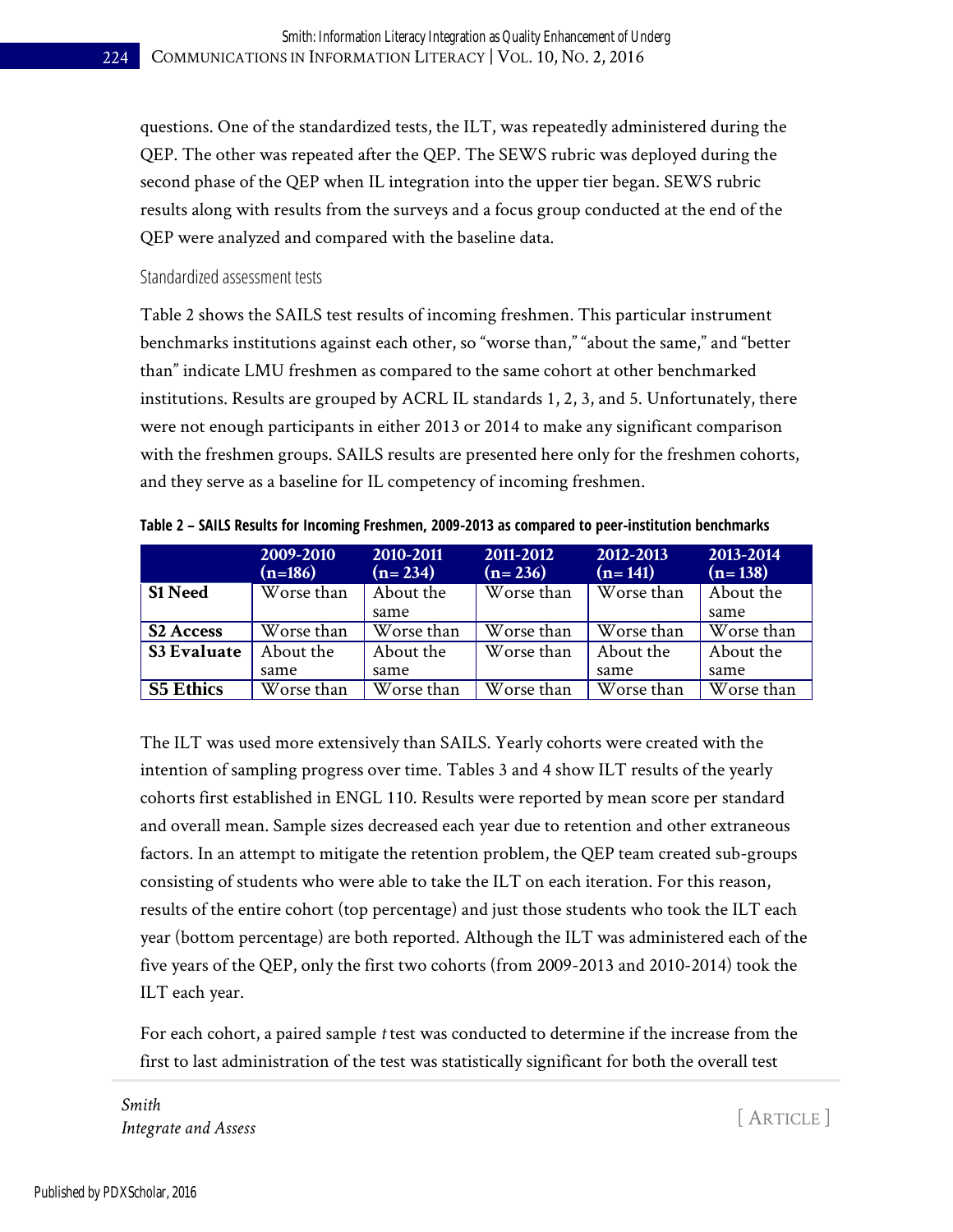questions. One of the standardized tests, the ILT, was repeatedly administered during the QEP. The other was repeated after the QEP. The SEWS rubric was deployed during the second phase of the QEP when IL integration into the upper tier began. SEWS rubric results along with results from the surveys and a focus group conducted at the end of the QEP were analyzed and compared with the baseline data.

### Standardized assessment tests

Table 2 shows the SAILS test results of incoming freshmen. This particular instrument benchmarks institutions against each other, so "worse than," "about the same," and "better than" indicate LMU freshmen as compared to the same cohort at other benchmarked institutions. Results are grouped by ACRL IL standards 1, 2, 3, and 5. Unfortunately, there were not enough participants in either 2013 or 2014 to make any significant comparison with the freshmen groups. SAILS results are presented here only for the freshmen cohorts, and they serve as a baseline for IL competency of incoming freshmen.

**Table 2 – SAILS Results for Incoming Freshmen, 2009-2013 as compared to peer-institution benchmarks**

| | 2009-2010 (n=186) | 2010-2011 (n= 234) | 2011-2012 (n= 236) | 2012-2013 (n= 141) | 2013-2014 (n= 138) |
|---|---|---|---|---|---|
| **S1 Need** | Worse than | About the same | Worse than | Worse than | About the same |
| **S2 Access** | Worse than | Worse than | Worse than | Worse than | Worse than |
| **S3 Evaluate** | About the same | About the same | Worse than | About the same | About the same |
| **S5 Ethics** | Worse than | Worse than | Worse than | Worse than | Worse than |

The ILT was used more extensively than SAILS. Yearly cohorts were created with the intention of sampling progress over time. Tables 3 and 4 show ILT results of the yearly cohorts first established in ENGL 110. Results were reported by mean score per standard and overall mean. Sample sizes decreased each year due to retention and other extraneous factors. In an attempt to mitigate the retention problem, the QEP team created sub-groups consisting of students who were able to take the ILT on each iteration. For this reason, results of the entire cohort (top percentage) and just those students who took the ILT each year (bottom percentage) are both reported. Although the ILT was administered each of the five years of the QEP, only the first two cohorts (from 2009-2013 and 2010-2014) took the ILT each year.

For each cohort, a paired sample *t* test was conducted to determine if the increase from the first to last administration of the test was statistically significant for both the overall test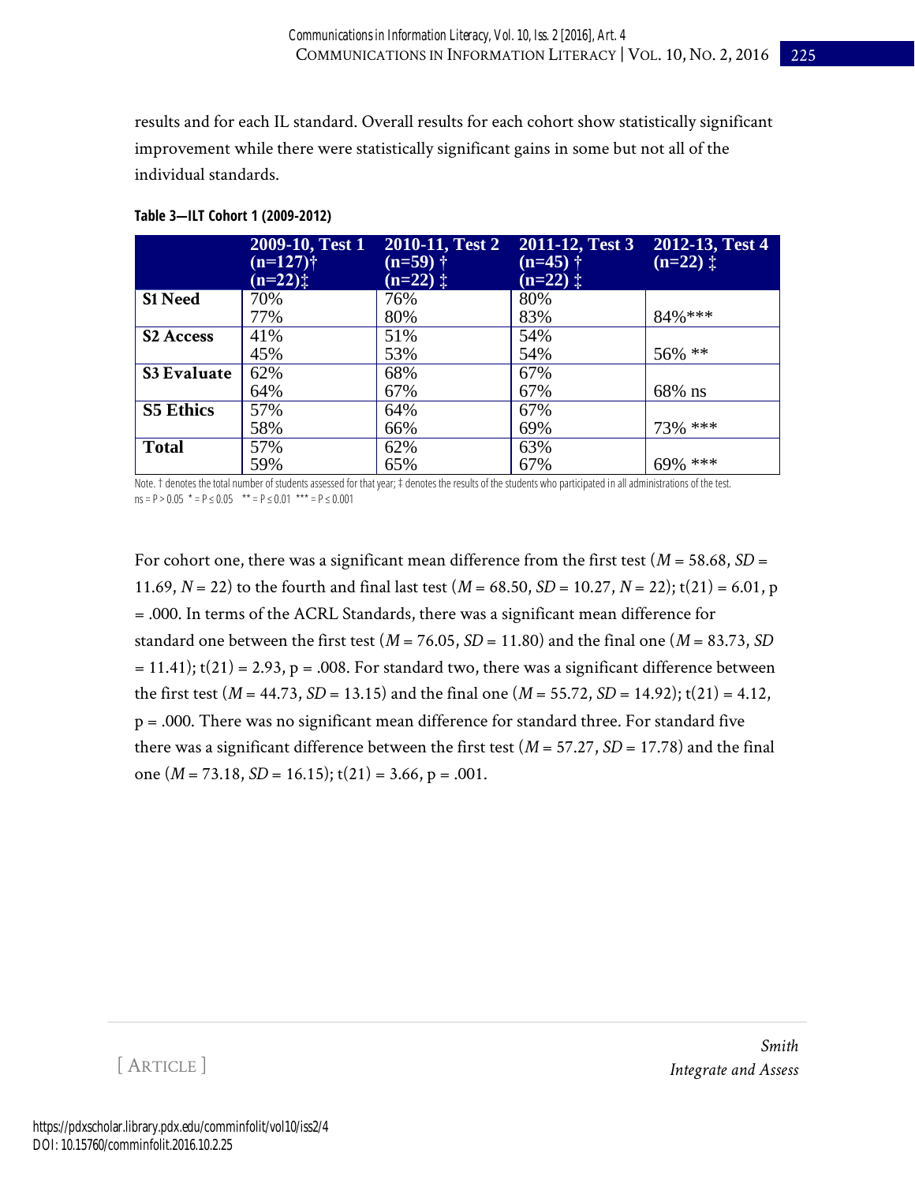results and for each IL standard. Overall results for each cohort show statistically significant improvement while there were statistically significant gains in some but not all of the individual standards.

**Table 3—ILT Cohort 1 (2009-2012)**

| | 2009-10, Test 1 (n=127)† (n=22)‡ | 2010-11, Test 2 (n=59) † (n=22) ‡ | 2011-12, Test 3 (n=45) † (n=22) ‡ | 2012-13, Test 4 (n=22) ‡ |
|---|---|---|---|---|
| **S1 Need** | 70%<br>77% | 76%<br>80% | 80%<br>83% | <br>84%*** |
| **S2 Access** | 41%<br>45% | 51%<br>53% | 54%<br>54% | <br>56% ** |
| **S3 Evaluate** | 62%<br>64% | 68%<br>67% | 67%<br>67% | <br>68% ns |
| **S5 Ethics** | 57%<br>58% | 64%<br>66% | 67%<br>69% | <br>73% *** |
| **Total** | 57%<br>59% | 62%<br>65% | 63%<br>67% | <br>69% *** |

Note. † denotes the total number of students assessed for that year; ‡ denotes the results of the students who participated in all administrations of the test.
ns = $P > 0.05$ * = $P \leq 0.05$ ** = $P \leq 0.01$ *** = $P \leq 0.001$

For cohort one, there was a significant mean difference from the first test ($M$ = 58.68, $SD$ = 11.69, $N$ = 22) to the fourth and final last test ($M$ = 68.50, $SD$ = 10.27, $N$ = 22); $t(21) = 6.01$, $p = .000$. In terms of the ACRL Standards, there was a significant mean difference for standard one between the first test ($M$ = 76.05, $SD$ = 11.80) and the final one ($M$ = 83.73, $SD$ = 11.41); $t(21) = 2.93$, $p = .008$. For standard two, there was a significant difference between the first test ($M$ = 44.73, $SD$ = 13.15) and the final one ($M$ = 55.72, $SD$ = 14.92); $t(21) = 4.12$, $p = .000$. There was no significant mean difference for standard three. For standard five there was a significant difference between the first test ($M$ = 57.27, $SD$ = 17.78) and the final one ($M$ = 73.18, $SD$ = 16.15); $t(21) = 3.66$, $p = .001$.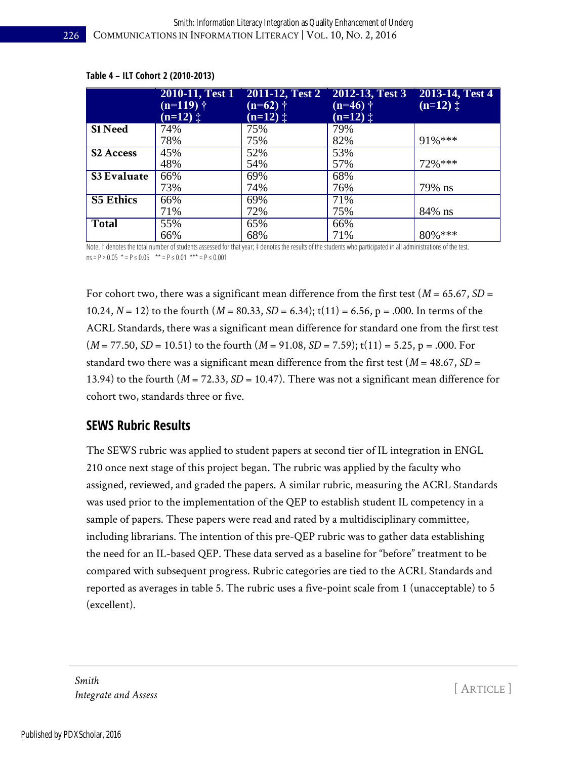**Table 4 – ILT Cohort 2 (2010-2013)**

| | 2010-11, Test 1 (n=119) † (n=12) ‡ | 2011-12, Test 2 (n=62) † (n=12) ‡ | 2012-13, Test 3 (n=46) † (n=12) ‡ | 2013-14, Test 4 (n=12) ‡ |
|---|---|---|---|---|
| S1 Need | 74%<br>78% | 75%<br>75% | 79%<br>82% | <br>91%*** |
| S2 Access | 45%<br>48% | 52%<br>54% | 53%<br>57% | <br>72%*** |
| S3 Evaluate | 66%<br>73% | 69%<br>74% | 68%<br>76% | <br>79% ns |
| S5 Ethics | 66%<br>71% | 69%<br>72% | 71%<br>75% | <br>84% ns |
| Total | 55%<br>66% | 65%<br>68% | 66%<br>71% | <br>80%*** |

Note. † denotes the total number of students assessed for that year; ‡ denotes the results of the students who participated in all administrations of the test.
ns = P > 0.05 * = P ≤ 0.05 ** = P ≤ 0.01 *** = P ≤ 0.001

For cohort two, there was a significant mean difference from the first test ($M$ = 65.67, $SD$ = 10.24, $N$ = 12) to the fourth ($M$ = 80.33, $SD$ = 6.34); t(11) = 6.56, p = .000. In terms of the ACRL Standards, there was a significant mean difference for standard one from the first test ($M$ = 77.50, $SD$ = 10.51) to the fourth ($M$ = 91.08, $SD$ = 7.59); t(11) = 5.25, p = .000. For standard two there was a significant mean difference from the first test ($M$ = 48.67, $SD$ = 13.94) to the fourth ($M$ = 72.33, $SD$ = 10.47). There was not a significant mean difference for cohort two, standards three or five.

## SEWS Rubric Results

The SEWS rubric was applied to student papers at second tier of IL integration in ENGL 210 once next stage of this project began. The rubric was applied by the faculty who assigned, reviewed, and graded the papers. A similar rubric, measuring the ACRL Standards was used prior to the implementation of the QEP to establish student IL competency in a sample of papers. These papers were read and rated by a multidisciplinary committee, including librarians. The intention of this pre-QEP rubric was to gather data establishing the need for an IL-based QEP. These data served as a baseline for "before" treatment to be compared with subsequent progress. Rubric categories are tied to the ACRL Standards and reported as averages in table 5. The rubric uses a five-point scale from 1 (unacceptable) to 5 (excellent).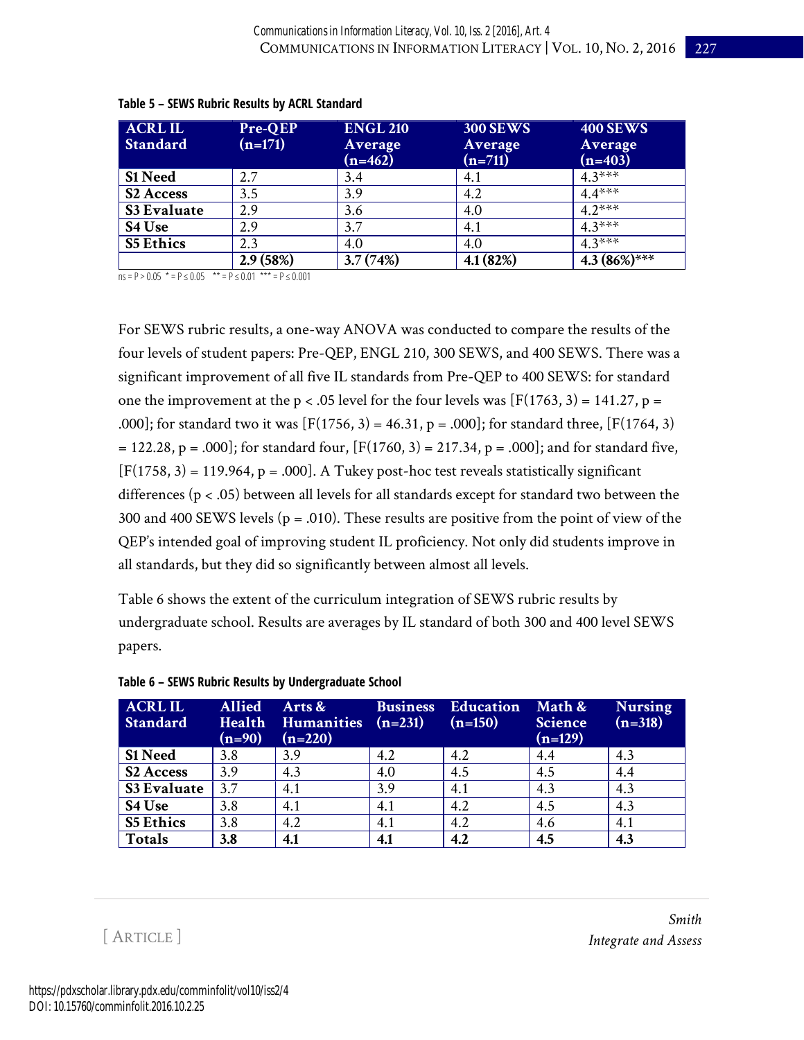**Table 5 – SEWS Rubric Results by ACRL Standard**

| ACRL IL Standard | Pre-QEP (n=171) | ENGL 210 Average (n=462) | 300 SEWS Average (n=711) | 400 SEWS Average (n=403) |
|---|---|---|---|---|
| **S1 Need** | 2.7 | 3.4 | 4.1 | 4.3*** |
| **S2 Access** | 3.5 | 3.9 | 4.2 | 4.4*** |
| **S3 Evaluate** | 2.9 | 3.6 | 4.0 | 4.2*** |
| **S4 Use** | 2.9 | 3.7 | 4.1 | 4.3*** |
| **S5 Ethics** | 2.3 | 4.0 | 4.0 | 4.3*** |
| | **2.9 (58%)** | **3.7 (74%)** | **4.1 (82%)** | **4.3 (86%)*** ** |

ns = $P > 0.05$ * = $P \leq 0.05$ ** = $P \leq 0.01$ *** = $P \leq 0.001$

For SEWS rubric results, a one-way ANOVA was conducted to compare the results of the four levels of student papers: Pre-QEP, ENGL 210, 300 SEWS, and 400 SEWS. There was a significant improvement of all five IL standards from Pre-QEP to 400 SEWS: for standard one the improvement at the $p < .05$ level for the four levels was [$F(1763, 3) = 141.27$, $p = .000$]; for standard two it was [$F(1756, 3) = 46.31$, $p = .000$]; for standard three, [$F(1764, 3) = 122.28$, $p = .000$]; for standard four, [$F(1760, 3) = 217.34$, $p = .000$]; and for standard five, [$F(1758, 3) = 119.964$, $p = .000$]. A Tukey post-hoc test reveals statistically significant differences ($p < .05$) between all levels for all standards except for standard two between the 300 and 400 SEWS levels ($p = .010$). These results are positive from the point of view of the QEP's intended goal of improving student IL proficiency. Not only did students improve in all standards, but they did so significantly between almost all levels.

Table 6 shows the extent of the curriculum integration of SEWS rubric results by undergraduate school. Results are averages by IL standard of both 300 and 400 level SEWS papers.

**Table 6 – SEWS Rubric Results by Undergraduate School**

| ACRL IL Standard | Allied Health (n=90) | Arts & Humanities (n=220) | Business (n=231) | Education (n=150) | Math & Science (n=129) | Nursing (n=318) |
|---|---|---|---|---|---|---|
| **S1 Need** | 3.8 | 3.9 | 4.2 | 4.2 | 4.4 | 4.3 |
| **S2 Access** | 3.9 | 4.3 | 4.0 | 4.5 | 4.5 | 4.4 |
| **S3 Evaluate** | 3.7 | 4.1 | 3.9 | 4.1 | 4.3 | 4.3 |
| **S4 Use** | 3.8 | 4.1 | 4.1 | 4.2 | 4.5 | 4.3 |
| **S5 Ethics** | 3.8 | 4.2 | 4.1 | 4.2 | 4.6 | 4.1 |
| **Totals** | **3.8** | **4.1** | **4.1** | **4.2** | **4.5** | **4.3** |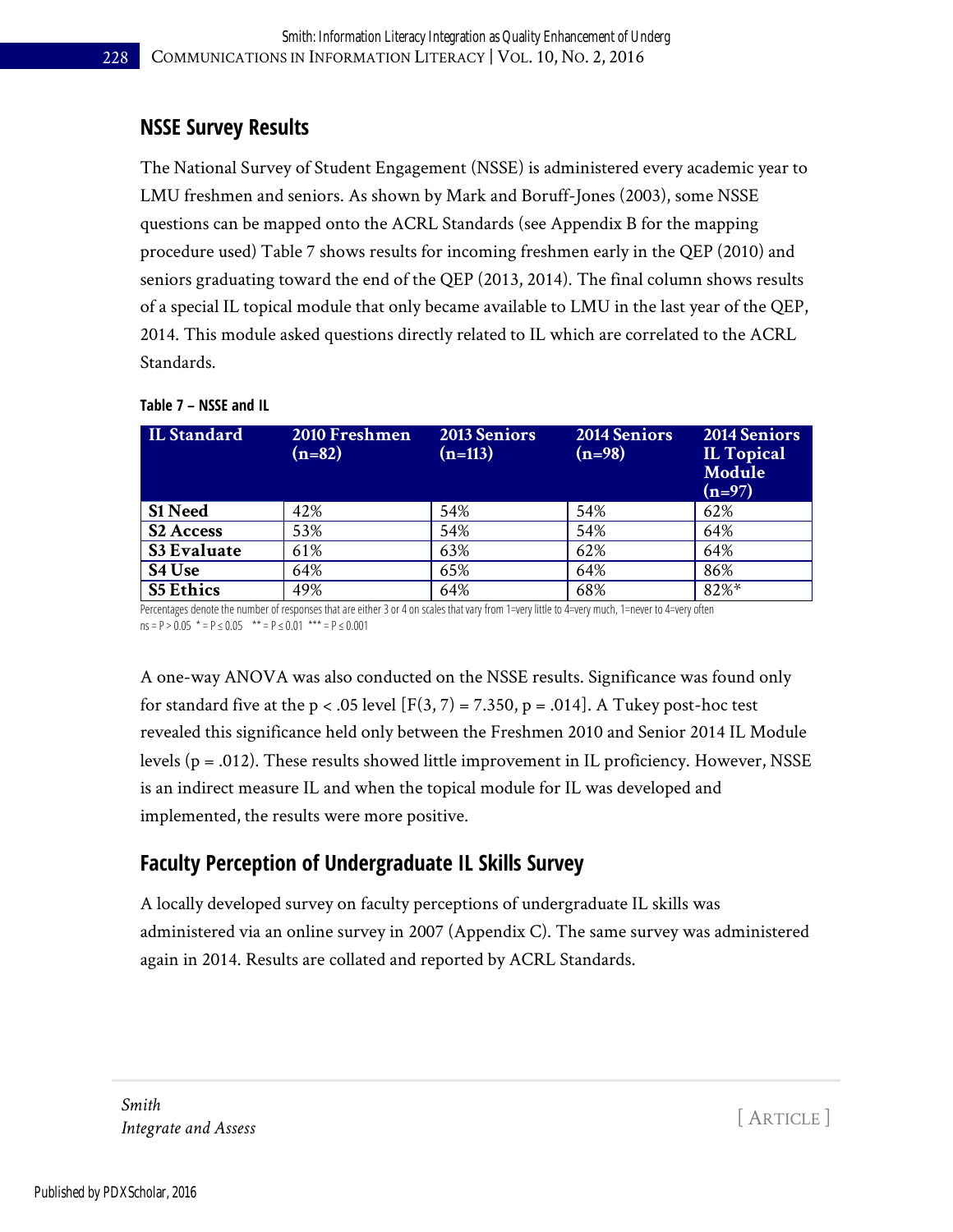## NSSE Survey Results

The National Survey of Student Engagement (NSSE) is administered every academic year to LMU freshmen and seniors. As shown by Mark and Boruff-Jones (2003), some NSSE questions can be mapped onto the ACRL Standards (see Appendix B for the mapping procedure used) Table 7 shows results for incoming freshmen early in the QEP (2010) and seniors graduating toward the end of the QEP (2013, 2014). The final column shows results of a special IL topical module that only became available to LMU in the last year of the QEP, 2014. This module asked questions directly related to IL which are correlated to the ACRL Standards.

**Table 7 – NSSE and IL**

| IL Standard | 2010 Freshmen (n=82) | 2013 Seniors (n=113) | 2014 Seniors (n=98) | 2014 Seniors IL Topical Module (n=97) |
|---|---|---|---|---|
| **S1 Need** | 42% | 54% | 54% | 62% |
| **S2 Access** | 53% | 54% | 54% | 64% |
| **S3 Evaluate** | 61% | 63% | 62% | 64% |
| **S4 Use** | 64% | 65% | 64% | 86% |
| **S5 Ethics** | 49% | 64% | 68% | 82%* |

Percentages denote the number of responses that are either 3 or 4 on scales that vary from 1=very little to 4=very much, 1=never to 4=very often
ns = $P > 0.05$ * = $P \leq 0.05$ ** = $P \leq 0.01$ *** = $P \leq 0.001$

A one-way ANOVA was also conducted on the NSSE results. Significance was found only for standard five at the $p < .05$ level [$F(3, 7) = 7.350$, $p = .014$]. A Tukey post-hoc test revealed this significance held only between the Freshmen 2010 and Senior 2014 IL Module levels ($p = .012$). These results showed little improvement in IL proficiency. However, NSSE is an indirect measure IL and when the topical module for IL was developed and implemented, the results were more positive.

## Faculty Perception of Undergraduate IL Skills Survey

A locally developed survey on faculty perceptions of undergraduate IL skills was administered via an online survey in 2007 (Appendix C). The same survey was administered again in 2014. Results are collated and reported by ACRL Standards.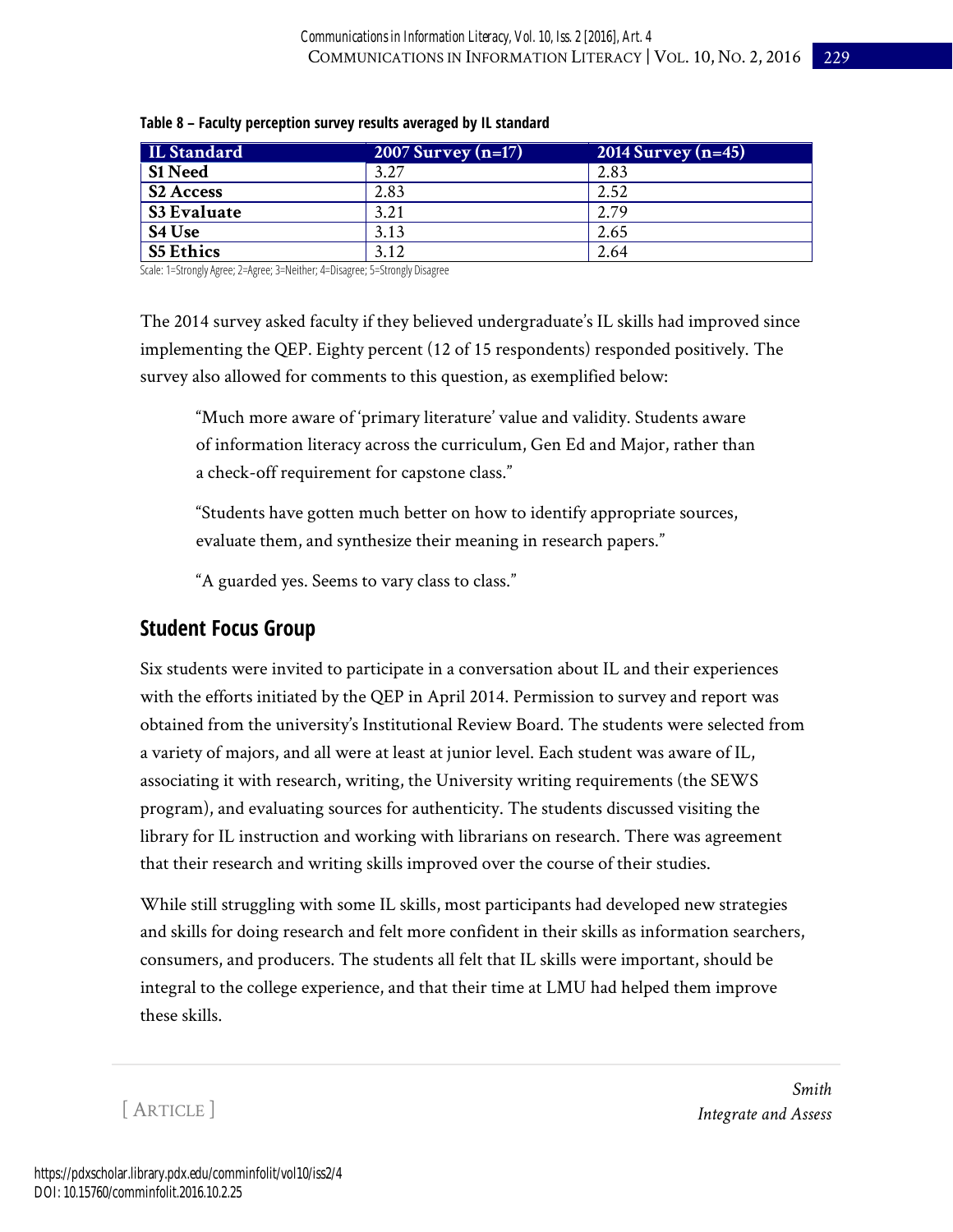**Table 8 – Faculty perception survey results averaged by IL standard**

| IL Standard | 2007 Survey (n=17) | 2014 Survey (n=45) |
|---|---|---|
| **S1 Need** | 3.27 | 2.83 |
| **S2 Access** | 2.83 | 2.52 |
| **S3 Evaluate** | 3.21 | 2.79 |
| **S4 Use** | 3.13 | 2.65 |
| **S5 Ethics** | 3.12 | 2.64 |

Scale: 1=Strongly Agree; 2=Agree; 3=Neither; 4=Disagree; 5=Strongly Disagree

The 2014 survey asked faculty if they believed undergraduate's IL skills had improved since implementing the QEP. Eighty percent (12 of 15 respondents) responded positively. The survey also allowed for comments to this question, as exemplified below:

> "Much more aware of 'primary literature' value and validity. Students aware of information literacy across the curriculum, Gen Ed and Major, rather than a check-off requirement for capstone class."
>
> "Students have gotten much better on how to identify appropriate sources, evaluate them, and synthesize their meaning in research papers."
>
> "A guarded yes. Seems to vary class to class."

## Student Focus Group

Six students were invited to participate in a conversation about IL and their experiences with the efforts initiated by the QEP in April 2014. Permission to survey and report was obtained from the university's Institutional Review Board. The students were selected from a variety of majors, and all were at least at junior level. Each student was aware of IL, associating it with research, writing, the University writing requirements (the SEWS program), and evaluating sources for authenticity. The students discussed visiting the library for IL instruction and working with librarians on research. There was agreement that their research and writing skills improved over the course of their studies.

While still struggling with some IL skills, most participants had developed new strategies and skills for doing research and felt more confident in their skills as information searchers, consumers, and producers. The students all felt that IL skills were important, should be integral to the college experience, and that their time at LMU had helped them improve these skills.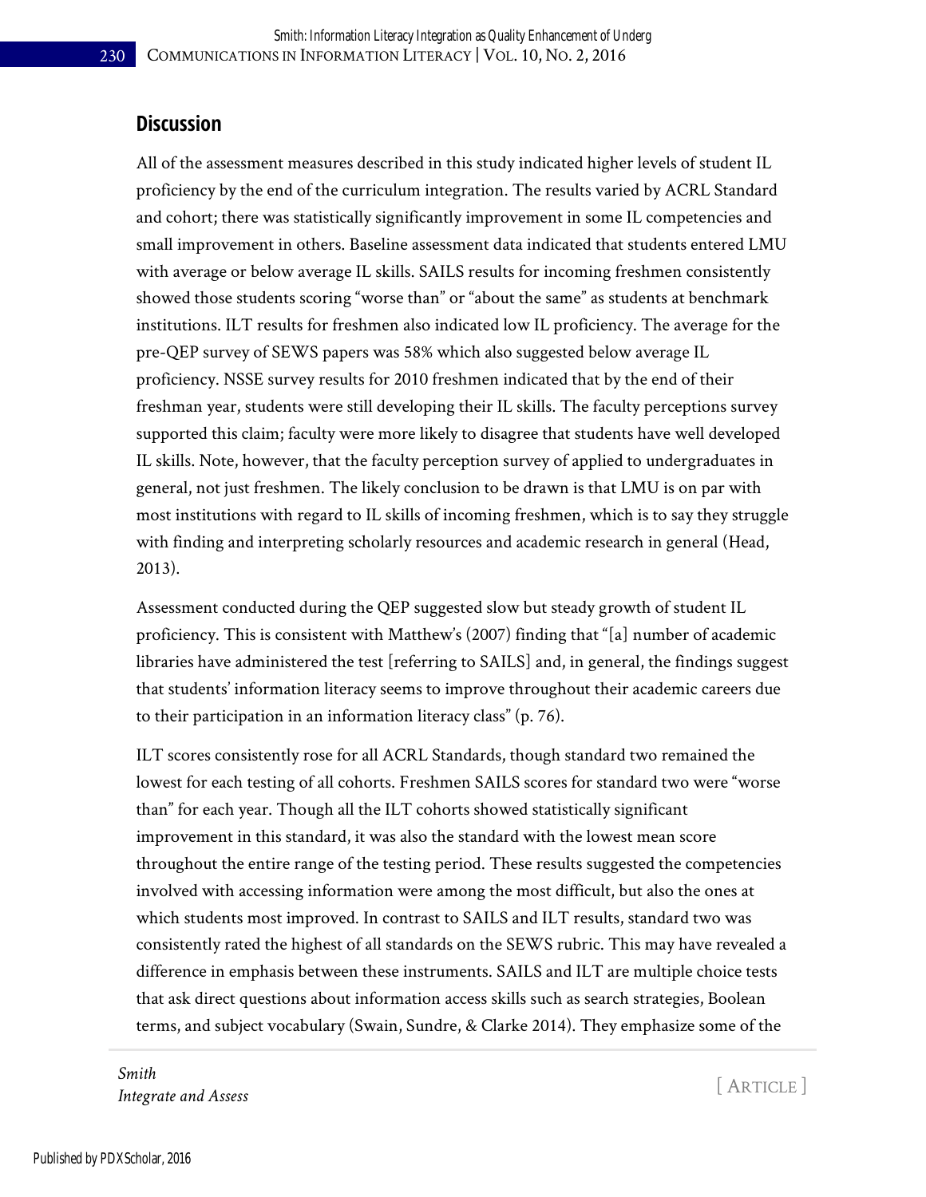## Discussion

All of the assessment measures described in this study indicated higher levels of student IL proficiency by the end of the curriculum integration. The results varied by ACRL Standard and cohort; there was statistically significantly improvement in some IL competencies and small improvement in others. Baseline assessment data indicated that students entered LMU with average or below average IL skills. SAILS results for incoming freshmen consistently showed those students scoring "worse than" or "about the same" as students at benchmark institutions. ILT results for freshmen also indicated low IL proficiency. The average for the pre-QEP survey of SEWS papers was 58% which also suggested below average IL proficiency. NSSE survey results for 2010 freshmen indicated that by the end of their freshman year, students were still developing their IL skills. The faculty perceptions survey supported this claim; faculty were more likely to disagree that students have well developed IL skills. Note, however, that the faculty perception survey of applied to undergraduates in general, not just freshmen. The likely conclusion to be drawn is that LMU is on par with most institutions with regard to IL skills of incoming freshmen, which is to say they struggle with finding and interpreting scholarly resources and academic research in general (Head, 2013).

Assessment conducted during the QEP suggested slow but steady growth of student IL proficiency. This is consistent with Matthew's (2007) finding that "[a] number of academic libraries have administered the test [referring to SAILS] and, in general, the findings suggest that students' information literacy seems to improve throughout their academic careers due to their participation in an information literacy class" (p. 76).

ILT scores consistently rose for all ACRL Standards, though standard two remained the lowest for each testing of all cohorts. Freshmen SAILS scores for standard two were "worse than" for each year. Though all the ILT cohorts showed statistically significant improvement in this standard, it was also the standard with the lowest mean score throughout the entire range of the testing period. These results suggested the competencies involved with accessing information were among the most difficult, but also the ones at which students most improved. In contrast to SAILS and ILT results, standard two was consistently rated the highest of all standards on the SEWS rubric. This may have revealed a difference in emphasis between these instruments. SAILS and ILT are multiple choice tests that ask direct questions about information access skills such as search strategies, Boolean terms, and subject vocabulary (Swain, Sundre, & Clarke 2014). They emphasize some of the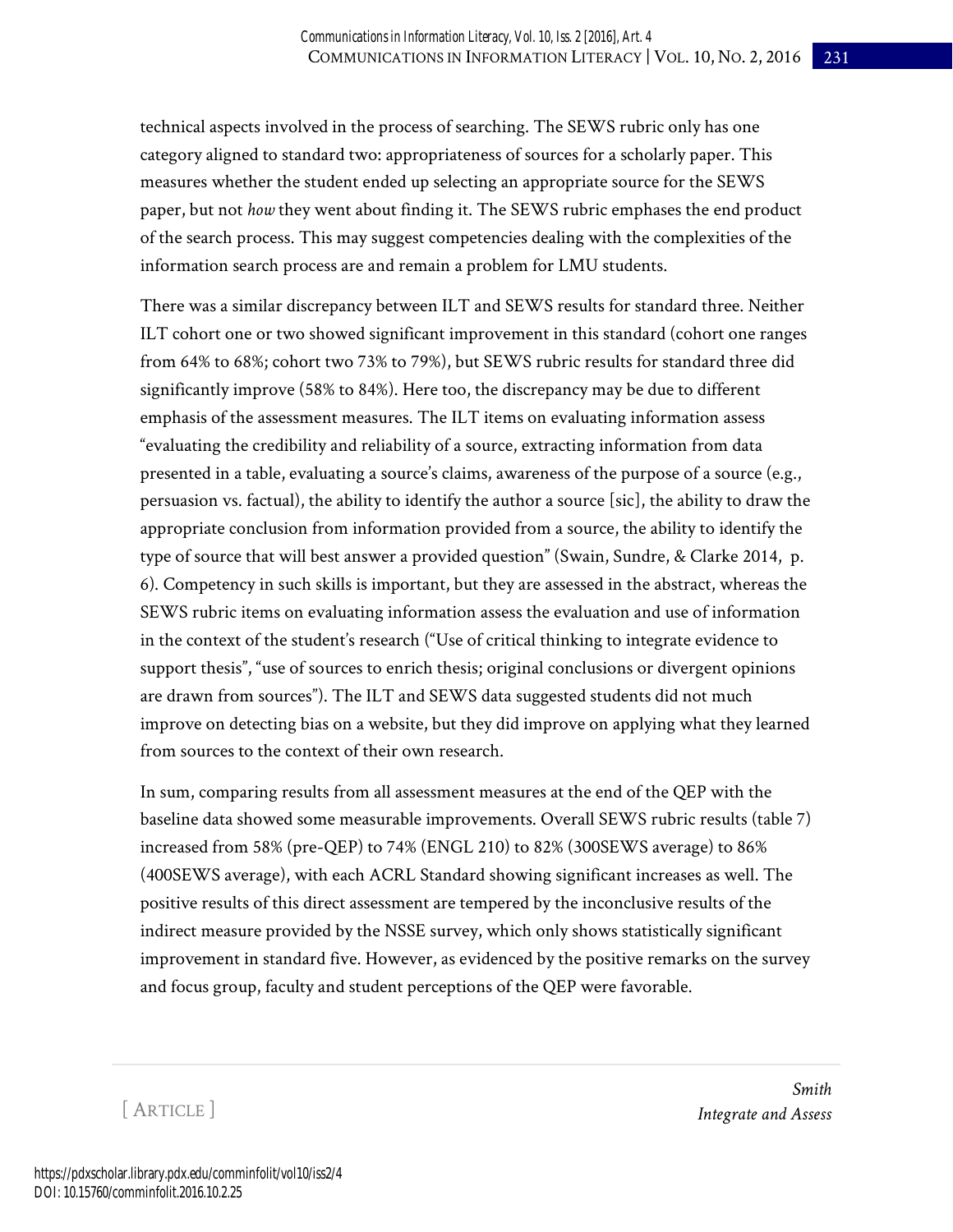technical aspects involved in the process of searching. The SEWS rubric only has one category aligned to standard two: appropriateness of sources for a scholarly paper. This measures whether the student ended up selecting an appropriate source for the SEWS paper, but not *how* they went about finding it. The SEWS rubric emphases the end product of the search process. This may suggest competencies dealing with the complexities of the information search process are and remain a problem for LMU students.

There was a similar discrepancy between ILT and SEWS results for standard three. Neither ILT cohort one or two showed significant improvement in this standard (cohort one ranges from 64% to 68%; cohort two 73% to 79%), but SEWS rubric results for standard three did significantly improve (58% to 84%). Here too, the discrepancy may be due to different emphasis of the assessment measures. The ILT items on evaluating information assess "evaluating the credibility and reliability of a source, extracting information from data presented in a table, evaluating a source's claims, awareness of the purpose of a source (e.g., persuasion vs. factual), the ability to identify the author a source [sic], the ability to draw the appropriate conclusion from information provided from a source, the ability to identify the type of source that will best answer a provided question" (Swain, Sundre, & Clarke 2014, p. 6). Competency in such skills is important, but they are assessed in the abstract, whereas the SEWS rubric items on evaluating information assess the evaluation and use of information in the context of the student's research ("Use of critical thinking to integrate evidence to support thesis", "use of sources to enrich thesis; original conclusions or divergent opinions are drawn from sources"). The ILT and SEWS data suggested students did not much improve on detecting bias on a website, but they did improve on applying what they learned from sources to the context of their own research.

In sum, comparing results from all assessment measures at the end of the QEP with the baseline data showed some measurable improvements. Overall SEWS rubric results (table 7) increased from 58% (pre-QEP) to 74% (ENGL 210) to 82% (300SEWS average) to 86% (400SEWS average), with each ACRL Standard showing significant increases as well. The positive results of this direct assessment are tempered by the inconclusive results of the indirect measure provided by the NSSE survey, which only shows statistically significant improvement in standard five. However, as evidenced by the positive remarks on the survey and focus group, faculty and student perceptions of the QEP were favorable.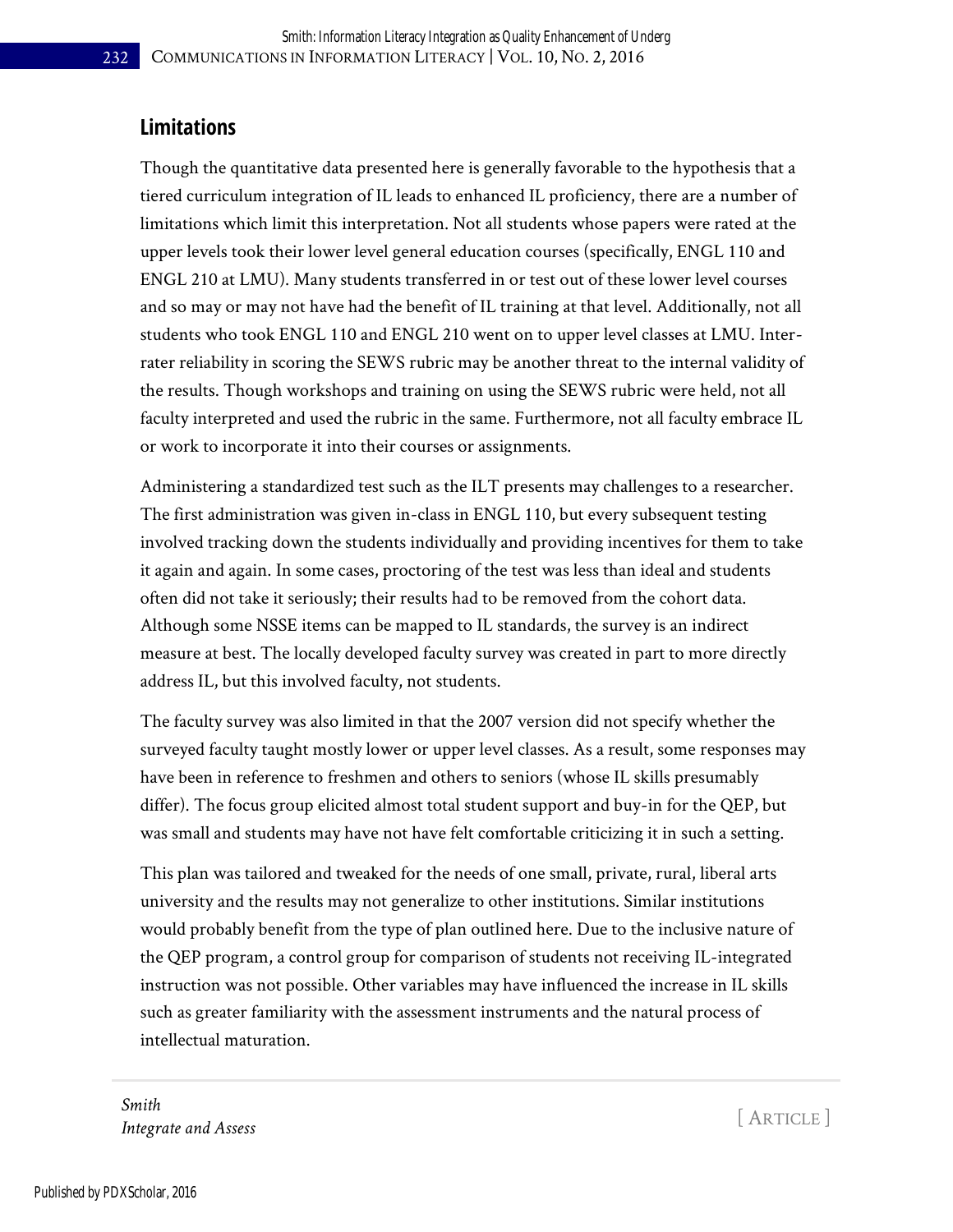## Limitations

Though the quantitative data presented here is generally favorable to the hypothesis that a tiered curriculum integration of IL leads to enhanced IL proficiency, there are a number of limitations which limit this interpretation. Not all students whose papers were rated at the upper levels took their lower level general education courses (specifically, ENGL 110 and ENGL 210 at LMU). Many students transferred in or test out of these lower level courses and so may or may not have had the benefit of IL training at that level. Additionally, not all students who took ENGL 110 and ENGL 210 went on to upper level classes at LMU. Inter-rater reliability in scoring the SEWS rubric may be another threat to the internal validity of the results. Though workshops and training on using the SEWS rubric were held, not all faculty interpreted and used the rubric in the same. Furthermore, not all faculty embrace IL or work to incorporate it into their courses or assignments.

Administering a standardized test such as the ILT presents may challenges to a researcher. The first administration was given in-class in ENGL 110, but every subsequent testing involved tracking down the students individually and providing incentives for them to take it again and again. In some cases, proctoring of the test was less than ideal and students often did not take it seriously; their results had to be removed from the cohort data. Although some NSSE items can be mapped to IL standards, the survey is an indirect measure at best. The locally developed faculty survey was created in part to more directly address IL, but this involved faculty, not students.

The faculty survey was also limited in that the 2007 version did not specify whether the surveyed faculty taught mostly lower or upper level classes. As a result, some responses may have been in reference to freshmen and others to seniors (whose IL skills presumably differ). The focus group elicited almost total student support and buy-in for the QEP, but was small and students may have not have felt comfortable criticizing it in such a setting.

This plan was tailored and tweaked for the needs of one small, private, rural, liberal arts university and the results may not generalize to other institutions. Similar institutions would probably benefit from the type of plan outlined here. Due to the inclusive nature of the QEP program, a control group for comparison of students not receiving IL-integrated instruction was not possible. Other variables may have influenced the increase in IL skills such as greater familiarity with the assessment instruments and the natural process of intellectual maturation.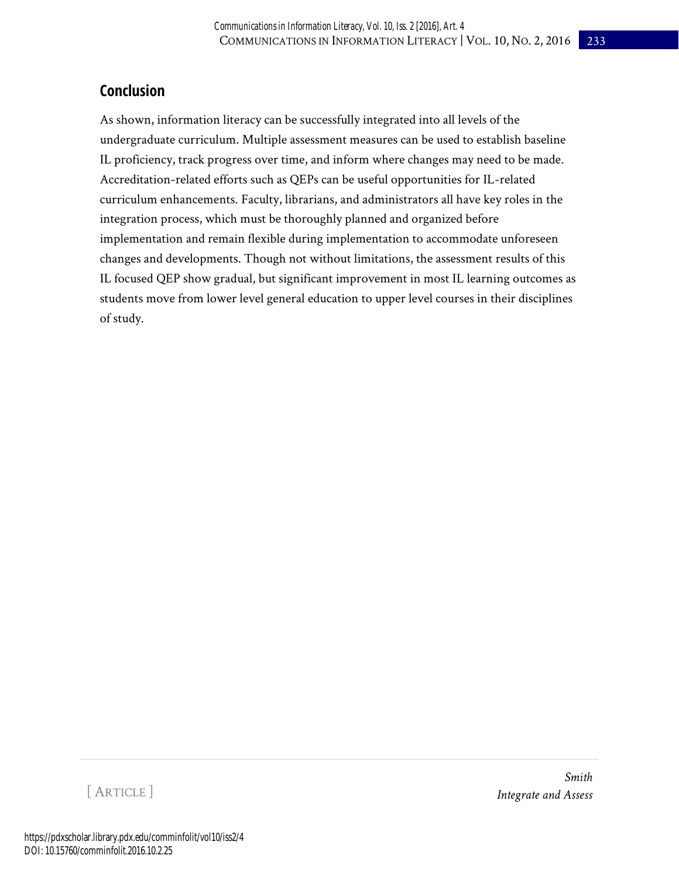## Conclusion

As shown, information literacy can be successfully integrated into all levels of the undergraduate curriculum. Multiple assessment measures can be used to establish baseline IL proficiency, track progress over time, and inform where changes may need to be made. Accreditation-related efforts such as QEPs can be useful opportunities for IL-related curriculum enhancements. Faculty, librarians, and administrators all have key roles in the integration process, which must be thoroughly planned and organized before implementation and remain flexible during implementation to accommodate unforeseen changes and developments. Though not without limitations, the assessment results of this IL focused QEP show gradual, but significant improvement in most IL learning outcomes as students move from lower level general education to upper level courses in their disciplines of study.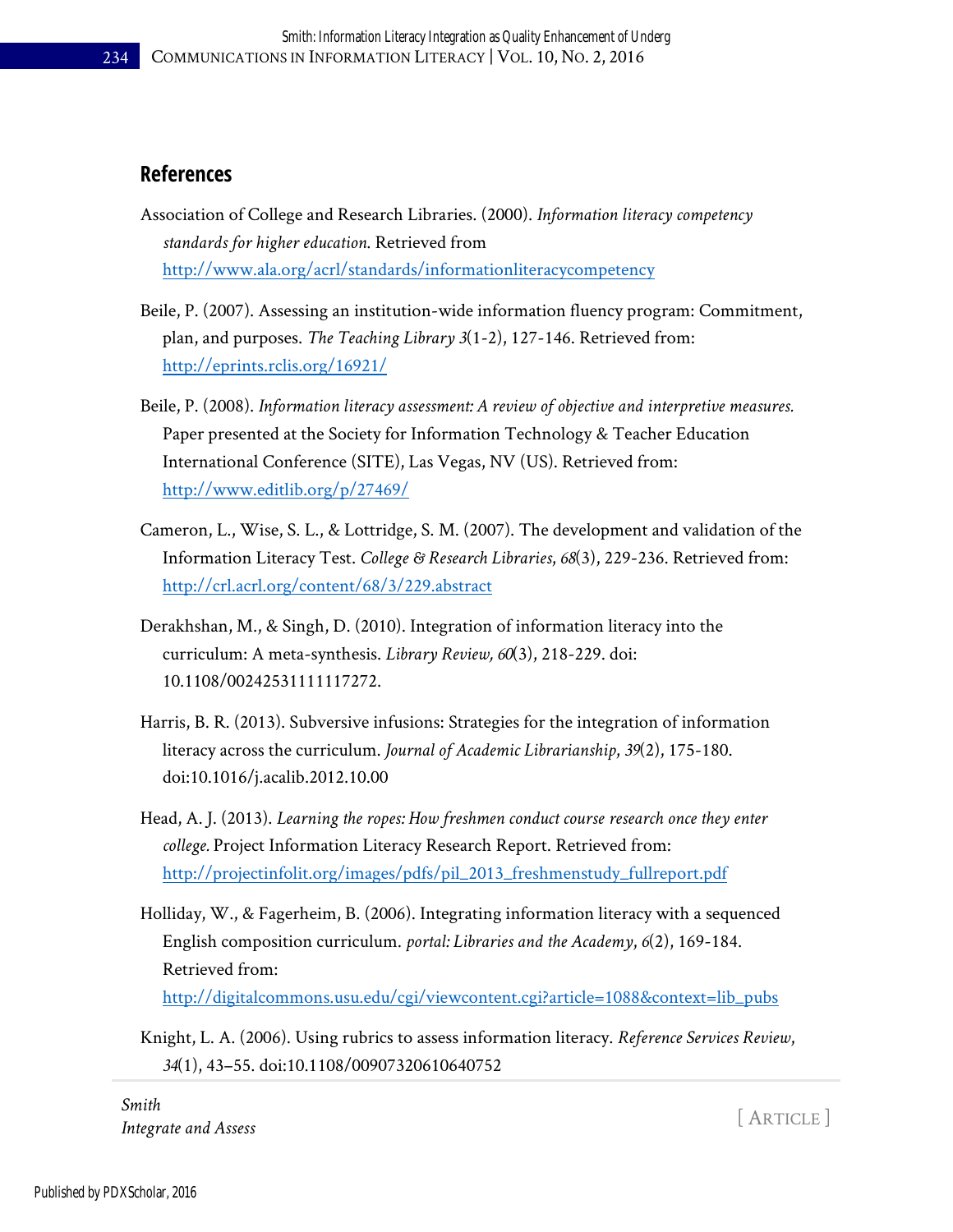## References

Association of College and Research Libraries. (2000). *Information literacy competency standards for higher education.* Retrieved from http://www.ala.org/acrl/standards/informationliteracycompetency

Beile, P. (2007). Assessing an institution-wide information fluency program: Commitment, plan, and purposes. *The Teaching Library 3*(1-2), 127-146. Retrieved from: http://eprints.rclis.org/16921/

Beile, P. (2008). *Information literacy assessment: A review of objective and interpretive measures.* Paper presented at the Society for Information Technology & Teacher Education International Conference (SITE), Las Vegas, NV (US). Retrieved from: http://www.editlib.org/p/27469/

Cameron, L., Wise, S. L., & Lottridge, S. M. (2007). The development and validation of the Information Literacy Test. *College & Research Libraries*, *68*(3), 229-236. Retrieved from: http://crl.acrl.org/content/68/3/229.abstract

Derakhshan, M., & Singh, D. (2010). Integration of information literacy into the curriculum: A meta-synthesis. *Library Review, 60*(3), 218-229. doi: 10.1108/00242531111117272.

Harris, B. R. (2013). Subversive infusions: Strategies for the integration of information literacy across the curriculum. *Journal of Academic Librarianship*, *39*(2), 175-180. doi:10.1016/j.acalib.2012.10.00

Head, A. J. (2013). *Learning the ropes: How freshmen conduct course research once they enter college.* Project Information Literacy Research Report. Retrieved from: http://projectinfolit.org/images/pdfs/pil_2013_freshmenstudy_fullreport.pdf

Holliday, W., & Fagerheim, B. (2006). Integrating information literacy with a sequenced English composition curriculum. *portal: Libraries and the Academy*, *6*(2), 169-184. Retrieved from: http://digitalcommons.usu.edu/cgi/viewcontent.cgi?article=1088&context=lib_pubs

Knight, L. A. (2006). Using rubrics to assess information literacy. *Reference Services Review*, *34*(1), 43–55. doi:10.1108/00907320610640752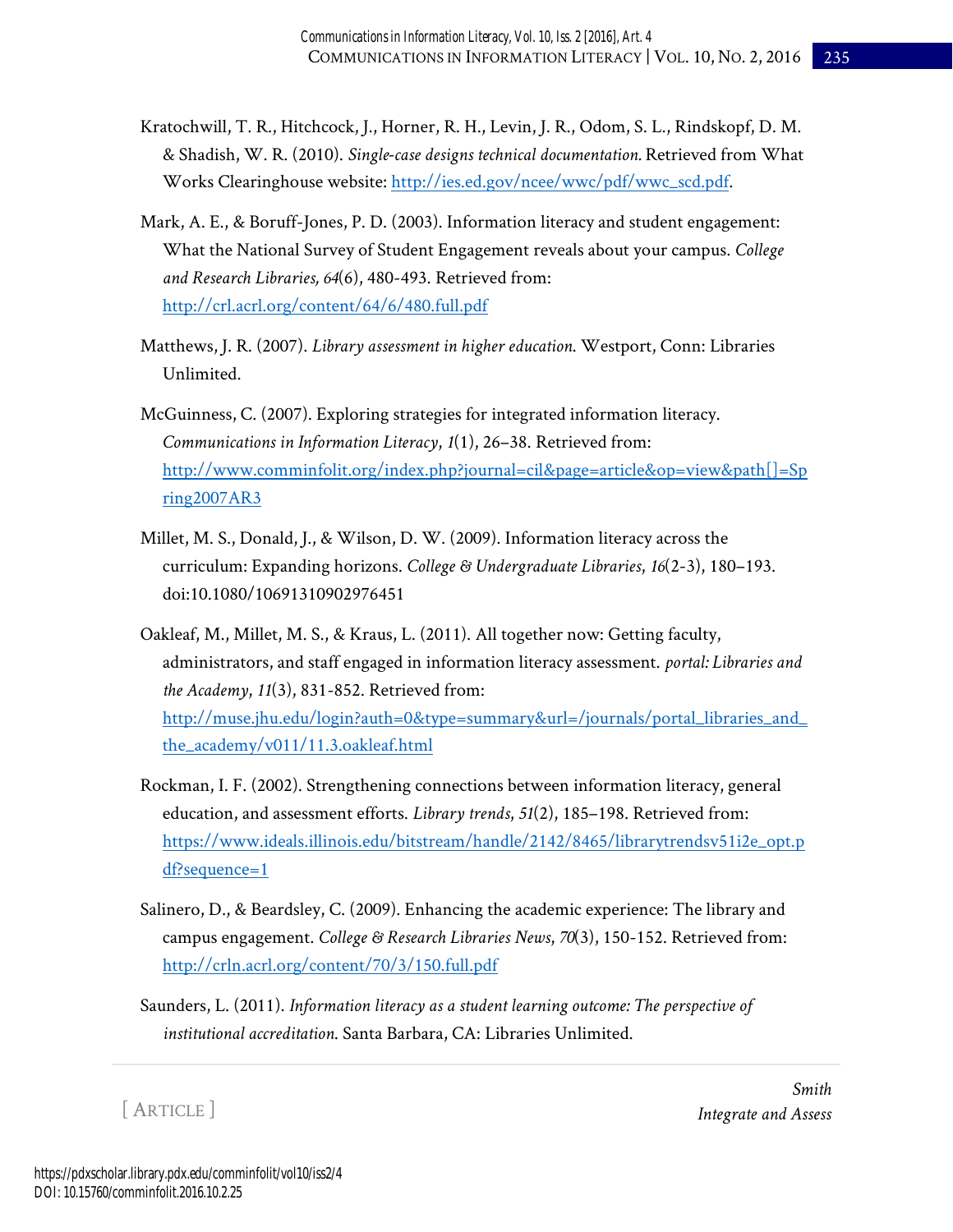Kratochwill, T. R., Hitchcock, J., Horner, R. H., Levin, J. R., Odom, S. L., Rindskopf, D. M. & Shadish, W. R. (2010). *Single-case designs technical documentation.* Retrieved from What Works Clearinghouse website: http://ies.ed.gov/ncee/wwc/pdf/wwc_scd.pdf.

Mark, A. E., & Boruff-Jones, P. D. (2003). Information literacy and student engagement: What the National Survey of Student Engagement reveals about your campus. *College and Research Libraries, 64*(6), 480-493. Retrieved from: http://crl.acrl.org/content/64/6/480.full.pdf

Matthews, J. R. (2007). *Library assessment in higher education.* Westport, Conn: Libraries Unlimited.

McGuinness, C. (2007). Exploring strategies for integrated information literacy. *Communications in Information Literacy*, *1*(1), 26–38. Retrieved from: http://www.comminfolit.org/index.php?journal=cil&page=article&op=view&path[]=Spring2007AR3

Millet, M. S., Donald, J., & Wilson, D. W. (2009). Information literacy across the curriculum: Expanding horizons. *College & Undergraduate Libraries*, *16*(2-3), 180–193. doi:10.1080/10691310902976451

Oakleaf, M., Millet, M. S., & Kraus, L. (2011). All together now: Getting faculty, administrators, and staff engaged in information literacy assessment. *portal: Libraries and the Academy*, *11*(3), 831-852. Retrieved from: http://muse.jhu.edu/login?auth=0&type=summary&url=/journals/portal_libraries_and_the_academy/v011/11.3.oakleaf.html

Rockman, I. F. (2002). Strengthening connections between information literacy, general education, and assessment efforts. *Library trends*, *51*(2), 185–198. Retrieved from: https://www.ideals.illinois.edu/bitstream/handle/2142/8465/librarytrendsv51i2e_opt.pdf?sequence=1

Salinero, D., & Beardsley, C. (2009). Enhancing the academic experience: The library and campus engagement. *College & Research Libraries News*, *70*(3), 150-152. Retrieved from: http://crln.acrl.org/content/70/3/150.full.pdf

Saunders, L. (2011). *Information literacy as a student learning outcome: The perspective of institutional accreditation.* Santa Barbara, CA: Libraries Unlimited.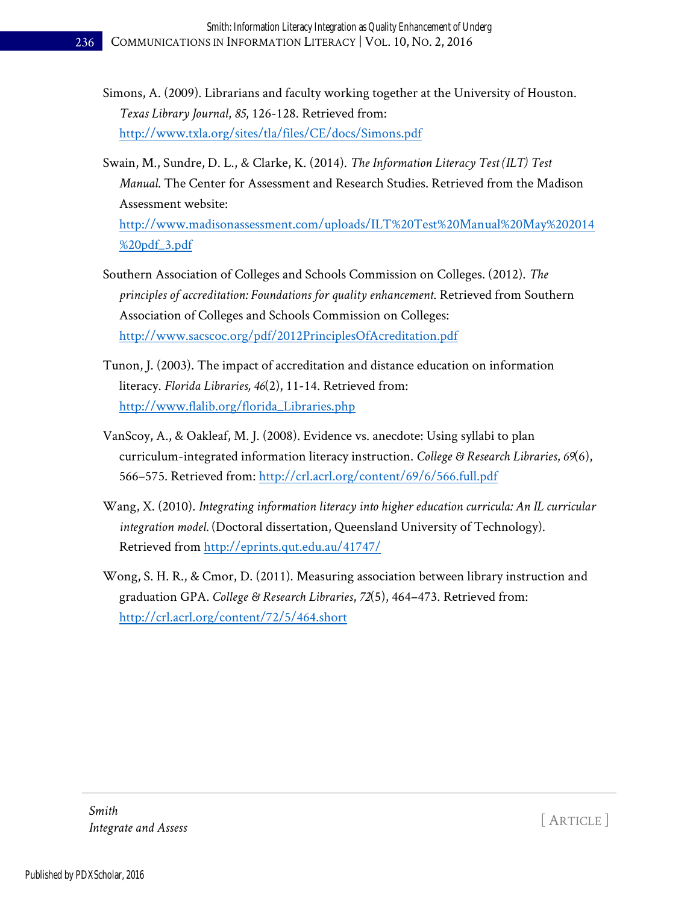Simons, A. (2009). Librarians and faculty working together at the University of Houston. *Texas Library Journal*, *85*, 126-128. Retrieved from: http://www.txla.org/sites/tla/files/CE/docs/Simons.pdf

Swain, M., Sundre, D. L., & Clarke, K. (2014). *The Information Literacy Test (ILT) Test Manual*. The Center for Assessment and Research Studies. Retrieved from the Madison Assessment website: http://www.madisonassessment.com/uploads/ILT%20Test%20Manual%20May%202014%20pdf_3.pdf

Southern Association of Colleges and Schools Commission on Colleges. (2012). *The principles of accreditation: Foundations for quality enhancement*. Retrieved from Southern Association of Colleges and Schools Commission on Colleges: http://www.sacscoc.org/pdf/2012PrinciplesOfAcreditation.pdf

Tunon, J. (2003). The impact of accreditation and distance education on information literacy. *Florida Libraries, 46*(2), 11-14. Retrieved from: http://www.flalib.org/florida_Libraries.php

VanScoy, A., & Oakleaf, M. J. (2008). Evidence vs. anecdote: Using syllabi to plan curriculum-integrated information literacy instruction. *College & Research Libraries*, *69*(6), 566–575. Retrieved from: http://crl.acrl.org/content/69/6/566.full.pdf

Wang, X. (2010). *Integrating information literacy into higher education curricula: An IL curricular integration model.* (Doctoral dissertation, Queensland University of Technology). Retrieved from http://eprints.qut.edu.au/41747/

Wong, S. H. R., & Cmor, D. (2011). Measuring association between library instruction and graduation GPA. *College & Research Libraries*, *72*(5), 464–473. Retrieved from: http://crl.acrl.org/content/72/5/464.short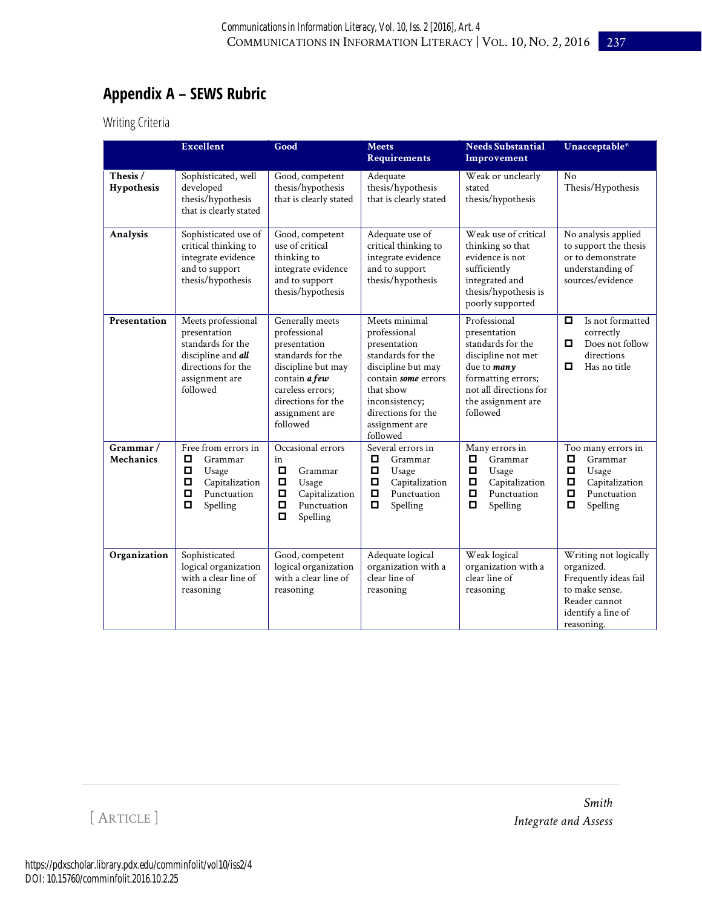## Appendix A – SEWS Rubric

Writing Criteria

| | Excellent | Good | Meets Requirements | Needs Substantial Improvement | Unacceptable* |
|---|---|---|---|---|---|
| **Thesis / Hypothesis** | Sophisticated, well developed thesis/hypothesis that is clearly stated | Good, competent thesis/hypothesis that is clearly stated | Adequate thesis/hypothesis that is clearly stated | Weak or unclearly stated thesis/hypothesis | No Thesis/Hypothesis |
| **Analysis** | Sophisticated use of critical thinking to integrate evidence and to support thesis/hypothesis | Good, competent use of critical thinking to integrate evidence and to support thesis/hypothesis | Adequate use of critical thinking to integrate evidence and to support thesis/hypothesis | Weak use of critical thinking so that evidence is not sufficiently integrated and thesis/hypothesis is poorly supported | No analysis applied to support the thesis or to demonstrate understanding of sources/evidence |
| **Presentation** | Meets professional presentation standards for the discipline and ***all*** directions for the assignment are followed | Generally meets professional presentation standards for the discipline but may contain ***a few*** careless errors; directions for the assignment are followed | Meets minimal professional presentation standards for the discipline but may contain ***some*** errors that show inconsistency; directions for the assignment are followed | Professional presentation standards for the discipline not met due to ***many*** formatting errors; not all directions for the assignment are followed | ☐ Is not formatted correctly<br>☐ Does not follow directions<br>☐ Has no title |
| **Grammar / Mechanics** | Free from errors in<br>☐ Grammar<br>☐ Usage<br>☐ Capitalization<br>☐ Punctuation<br>☐ Spelling | Occasional errors in<br>☐ Grammar<br>☐ Usage<br>☐ Capitalization<br>☐ Punctuation<br>☐ Spelling | Several errors in<br>☐ Grammar<br>☐ Usage<br>☐ Capitalization<br>☐ Punctuation<br>☐ Spelling | Many errors in<br>☐ Grammar<br>☐ Usage<br>☐ Capitalization<br>☐ Punctuation<br>☐ Spelling | Too many errors in<br>☐ Grammar<br>☐ Usage<br>☐ Capitalization<br>☐ Punctuation<br>☐ Spelling |
| **Organization** | Sophisticated logical organization with a clear line of reasoning | Good, competent logical organization with a clear line of reasoning | Adequate logical organization with a clear line of reasoning | Weak logical organization with a clear line of reasoning | Writing not logically organized. Frequently ideas fail to make sense. Reader cannot identify a line of reasoning. |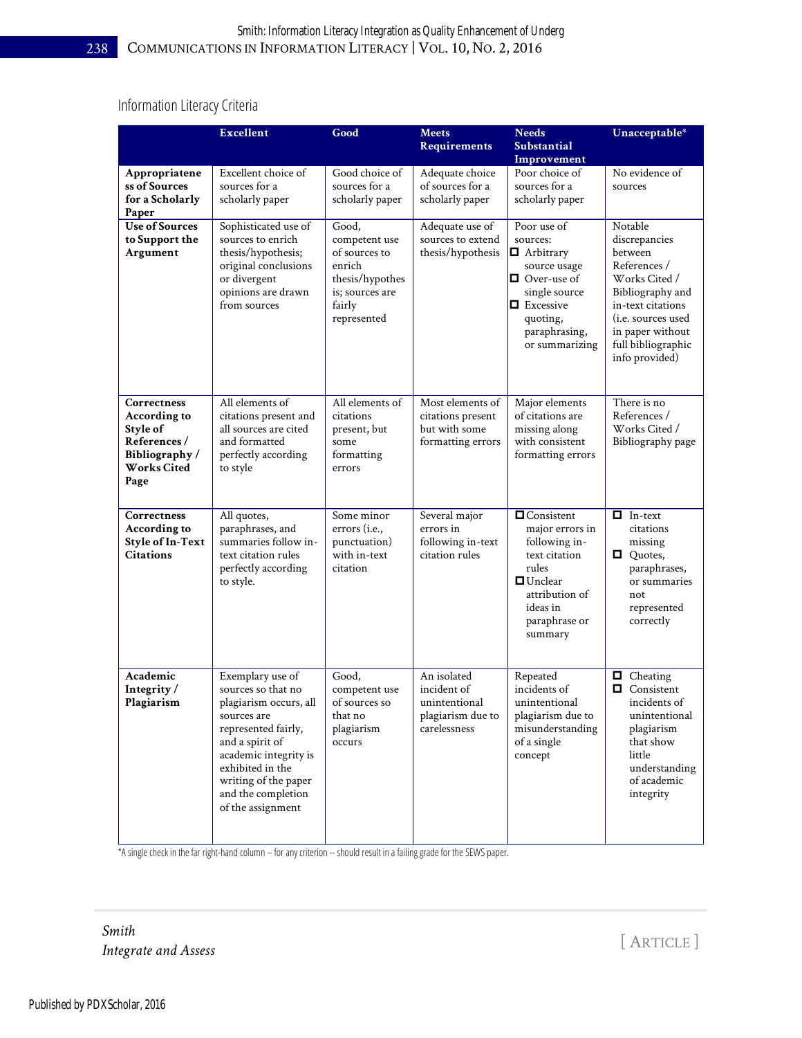Information Literacy Criteria

| | Excellent | Good | Meets Requirements | Needs Substantial Improvement | Unacceptable* |
|---|---|---|---|---|---|
| **Appropriateness of Sources for a Scholarly Paper** | Excellent choice of sources for a scholarly paper | Good choice of sources for a scholarly paper | Adequate choice of sources for a scholarly paper | Poor choice of sources for a scholarly paper | No evidence of sources |
| **Use of Sources to Support the Argument** | Sophisticated use of sources to enrich thesis/hypothesis; original conclusions or divergent opinions are drawn from sources | Good, competent use of sources to enrich thesis/hypothesis; sources are fairly represented | Adequate use of sources to extend thesis/hypothesis | Poor use of sources: ☐ Arbitrary source usage ☐ Over-use of single source ☐ Excessive quoting, paraphrasing, or summarizing | Notable discrepancies between References / Works Cited / Bibliography and in-text citations (i.e. sources used in paper without full bibliographic info provided) |
| **Correctness According to Style of References / Bibliography / Works Cited Page** | All elements of citations present and all sources are cited and formatted perfectly according to style | All elements of citations present, but some formatting errors | Most elements of citations present but with some formatting errors | Major elements of citations are missing along with consistent formatting errors | There is no References / Works Cited / Bibliography page |
| **Correctness According to Style of In-Text Citations** | All quotes, paraphrases, and summaries follow in-text citation rules perfectly according to style. | Some minor errors (i.e., punctuation) with in-text citation | Several major errors in following in-text citation rules | ☐ Consistent major errors in following in-text citation rules ☐ Unclear attribution of ideas in paraphrase or summary | ☐ In-text citations missing ☐ Quotes, paraphrases, or summaries not represented correctly |
| **Academic Integrity / Plagiarism** | Exemplary use of sources so that no plagiarism occurs, all sources are represented fairly, and a spirit of academic integrity is exhibited in the writing of the paper and the completion of the assignment | Good, competent use of sources so that no plagiarism occurs | An isolated incident of unintentional plagiarism due to carelessness | Repeated incidents of unintentional plagiarism due to misunderstanding of a single concept | ☐ Cheating ☐ Consistent incidents of unintentional plagiarism that show little understanding of academic integrity |

*A single check in the far right-hand column – for any criterion -- should result in a failing grade for the SEWS paper.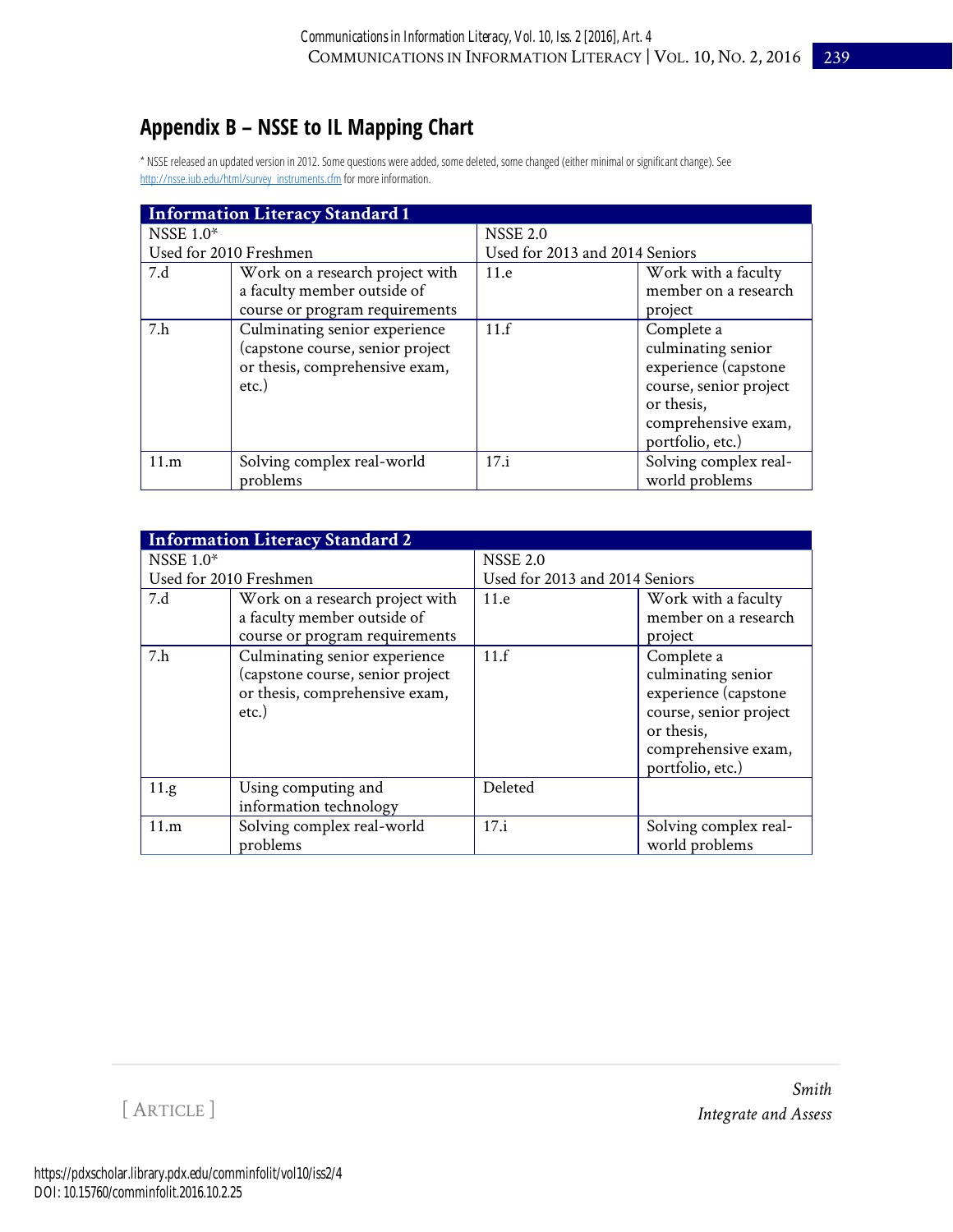## Appendix B – NSSE to IL Mapping Chart

* NSSE released an updated version in 2012. Some questions were added, some deleted, some changed (either minimal or significant change). See http://nsse.iub.edu/html/survey_instruments.cfm for more information.

| Information Literacy Standard 1 | | | |
|---|---|---|---|
| NSSE 1.0* Used for 2010 Freshmen | | NSSE 2.0 Used for 2013 and 2014 Seniors | |
| 7.d | Work on a research project with a faculty member outside of course or program requirements | 11.e | Work with a faculty member on a research project |
| 7.h | Culminating senior experience (capstone course, senior project or thesis, comprehensive exam, etc.) | 11.f | Complete a culminating senior experience (capstone course, senior project or thesis, comprehensive exam, portfolio, etc.) |
| 11.m | Solving complex real-world problems | 17.i | Solving complex real-world problems |

| Information Literacy Standard 2 | | | |
|---|---|---|---|
| NSSE 1.0* Used for 2010 Freshmen | | NSSE 2.0 Used for 2013 and 2014 Seniors | |
| 7.d | Work on a research project with a faculty member outside of course or program requirements | 11.e | Work with a faculty member on a research project |
| 7.h | Culminating senior experience (capstone course, senior project or thesis, comprehensive exam, etc.) | 11.f | Complete a culminating senior experience (capstone course, senior project or thesis, comprehensive exam, portfolio, etc.) |
| 11.g | Using computing and information technology | Deleted | |
| 11.m | Solving complex real-world problems | 17.i | Solving complex real-world problems |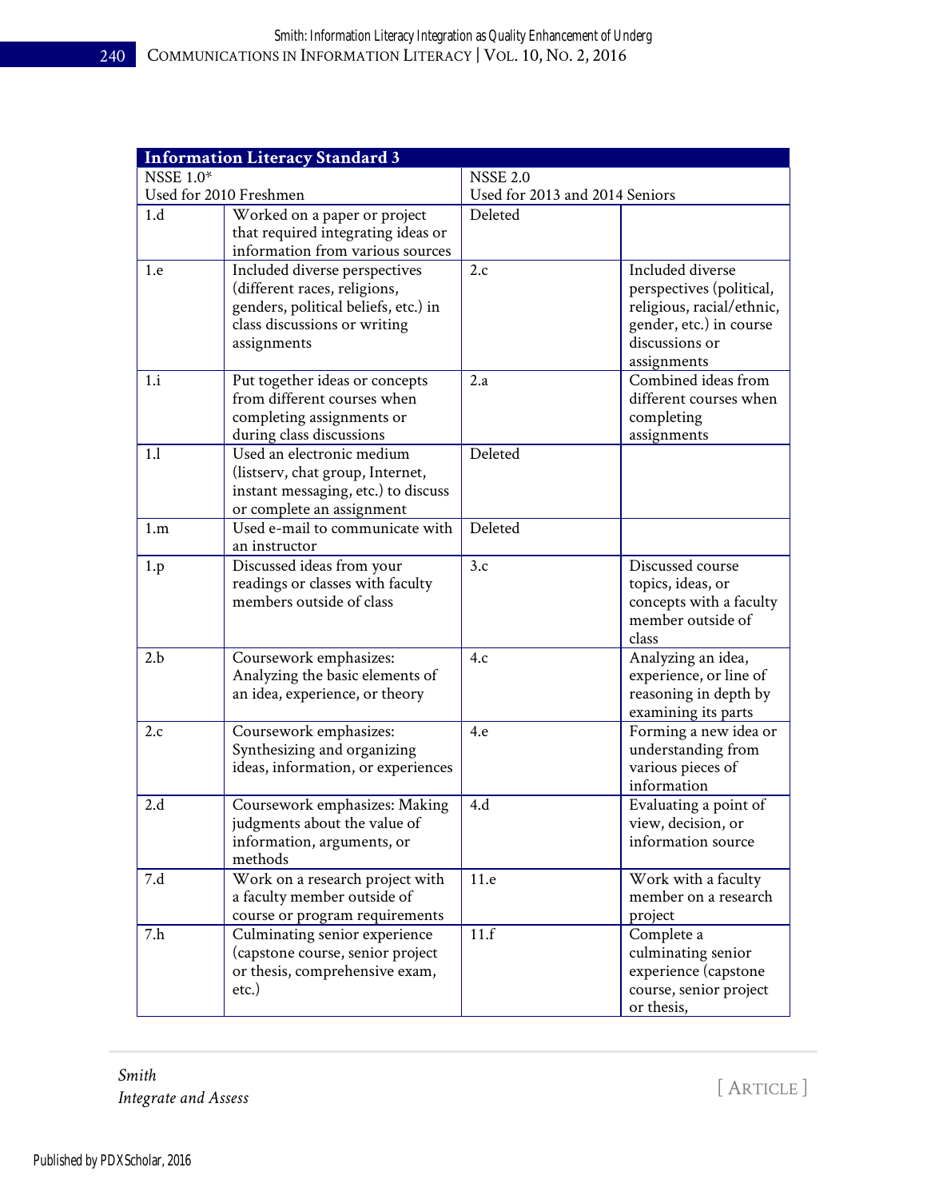| Information Literacy Standard 3 | | | |
|---|---|---|---|
| NSSE 1.0* Used for 2010 Freshmen | | NSSE 2.0 Used for 2013 and 2014 Seniors | |
| 1.d | Worked on a paper or project that required integrating ideas or information from various sources | Deleted | |
| 1.e | Included diverse perspectives (different races, religions, genders, political beliefs, etc.) in class discussions or writing assignments | 2.c | Included diverse perspectives (political, religious, racial/ethnic, gender, etc.) in course discussions or assignments |
| 1.i | Put together ideas or concepts from different courses when completing assignments or during class discussions | 2.a | Combined ideas from different courses when completing assignments |
| 1.l | Used an electronic medium (listserv, chat group, Internet, instant messaging, etc.) to discuss or complete an assignment | Deleted | |
| 1.m | Used e-mail to communicate with an instructor | Deleted | |
| 1.p | Discussed ideas from your readings or classes with faculty members outside of class | 3.c | Discussed course topics, ideas, or concepts with a faculty member outside of class |
| 2.b | Coursework emphasizes: Analyzing the basic elements of an idea, experience, or theory | 4.c | Analyzing an idea, experience, or line of reasoning in depth by examining its parts |
| 2.c | Coursework emphasizes: Synthesizing and organizing ideas, information, or experiences | 4.e | Forming a new idea or understanding from various pieces of information |
| 2.d | Coursework emphasizes: Making judgments about the value of information, arguments, or methods | 4.d | Evaluating a point of view, decision, or information source |
| 7.d | Work on a research project with a faculty member outside of course or program requirements | 11.e | Work with a faculty member on a research project |
| 7.h | Culminating senior experience (capstone course, senior project or thesis, comprehensive exam, etc.) | 11.f | Complete a culminating senior experience (capstone course, senior project or thesis, |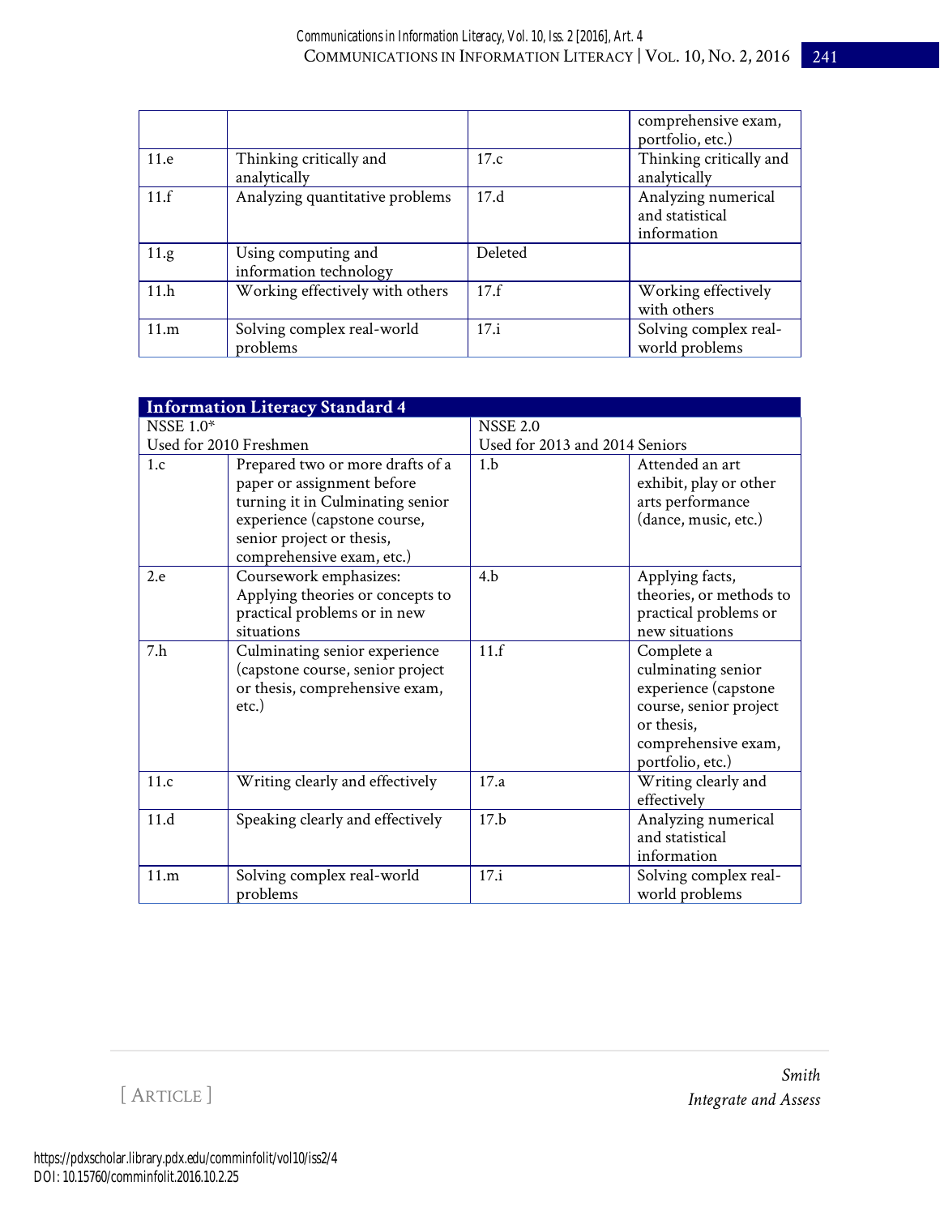| | | | |
|---|---|---|---|
| | | | comprehensive exam, portfolio, etc.) |
| 11.e | Thinking critically and analytically | 17.c | Thinking critically and analytically |
| 11.f | Analyzing quantitative problems | 17.d | Analyzing numerical and statistical information |
| 11.g | Using computing and information technology | Deleted | |
| 11.h | Working effectively with others | 17.f | Working effectively with others |
| 11.m | Solving complex real-world problems | 17.i | Solving complex real-world problems |

| Information Literacy Standard 4 | | | |
|---|---|---|---|
| NSSE 1.0* Used for 2010 Freshmen | | NSSE 2.0 Used for 2013 and 2014 Seniors | |
| 1.c | Prepared two or more drafts of a paper or assignment before turning it in Culminating senior experience (capstone course, senior project or thesis, comprehensive exam, etc.) | 1.b | Attended an art exhibit, play or other arts performance (dance, music, etc.) |
| 2.e | Coursework emphasizes: Applying theories or concepts to practical problems or in new situations | 4.b | Applying facts, theories, or methods to practical problems or new situations |
| 7.h | Culminating senior experience (capstone course, senior project or thesis, comprehensive exam, etc.) | 11.f | Complete a culminating senior experience (capstone course, senior project or thesis, comprehensive exam, portfolio, etc.) |
| 11.c | Writing clearly and effectively | 17.a | Writing clearly and effectively |
| 11.d | Speaking clearly and effectively | 17.b | Analyzing numerical and statistical information |
| 11.m | Solving complex real-world problems | 17.i | Solving complex real-world problems |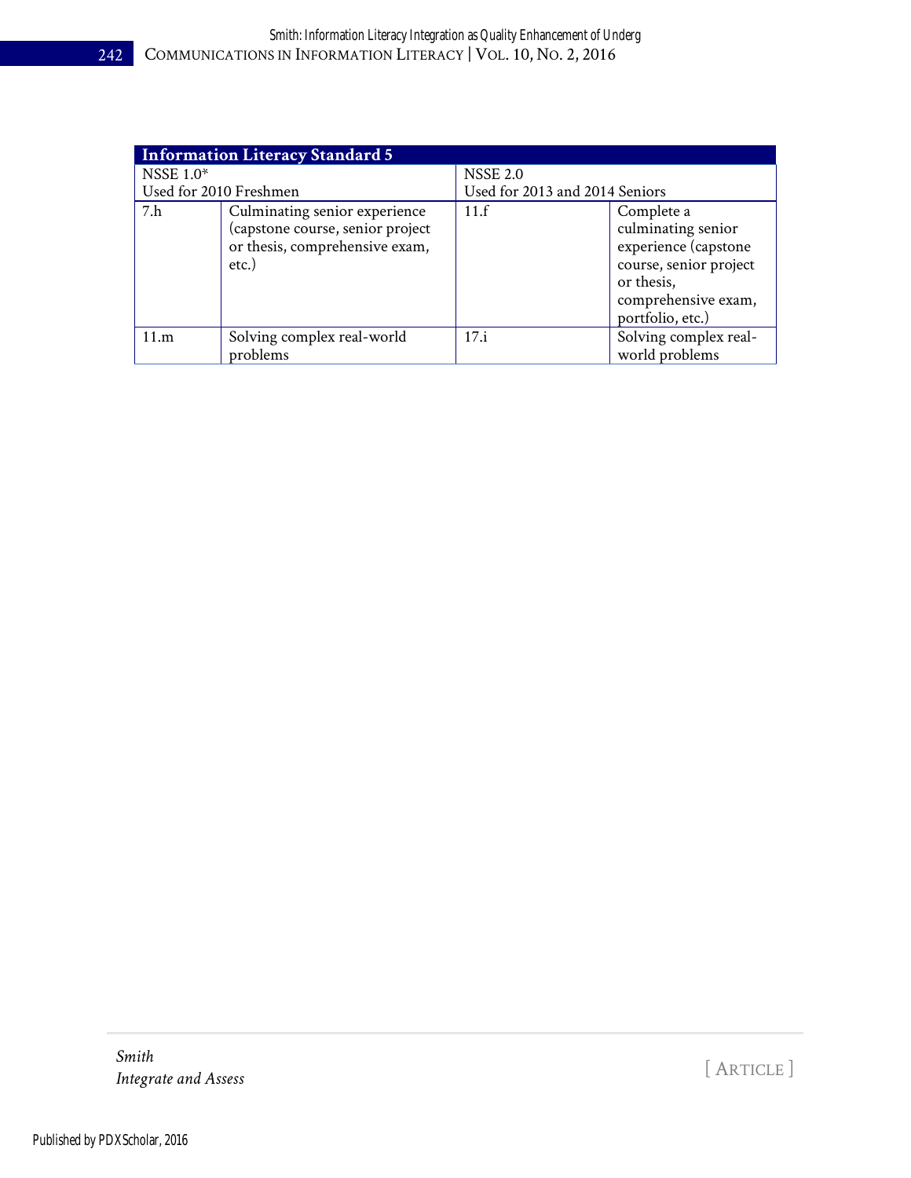| Information Literacy Standard 5 | | | |
|---|---|---|---|
| NSSE 1.0* Used for 2010 Freshmen | | NSSE 2.0 Used for 2013 and 2014 Seniors | |
| 7.h | Culminating senior experience (capstone course, senior project or thesis, comprehensive exam, etc.) | 11.f | Complete a culminating senior experience (capstone course, senior project or thesis, comprehensive exam, portfolio, etc.) |
| 11.m | Solving complex real-world problems | 17.i | Solving complex real-world problems |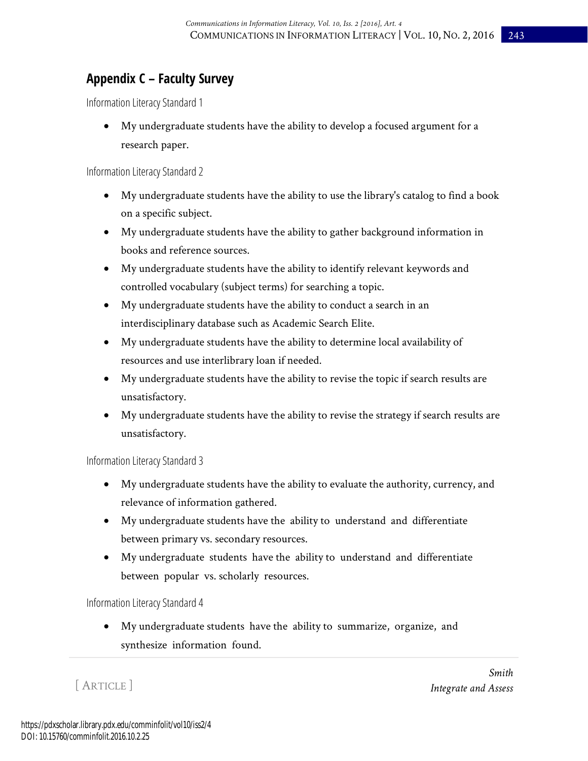## Appendix C – Faculty Survey

Information Literacy Standard 1

- My undergraduate students have the ability to develop a focused argument for a research paper.

Information Literacy Standard 2

- My undergraduate students have the ability to use the library's catalog to find a book on a specific subject.
- My undergraduate students have the ability to gather background information in books and reference sources.
- My undergraduate students have the ability to identify relevant keywords and controlled vocabulary (subject terms) for searching a topic.
- My undergraduate students have the ability to conduct a search in an interdisciplinary database such as Academic Search Elite.
- My undergraduate students have the ability to determine local availability of resources and use interlibrary loan if needed.
- My undergraduate students have the ability to revise the topic if search results are unsatisfactory.
- My undergraduate students have the ability to revise the strategy if search results are unsatisfactory.

Information Literacy Standard 3

- My undergraduate students have the ability to evaluate the authority, currency, and relevance of information gathered.
- My undergraduate students have the ability to understand and differentiate between primary vs. secondary resources.
- My undergraduate students have the ability to understand and differentiate between popular vs. scholarly resources.

Information Literacy Standard 4

- My undergraduate students have the ability to summarize, organize, and synthesize information found.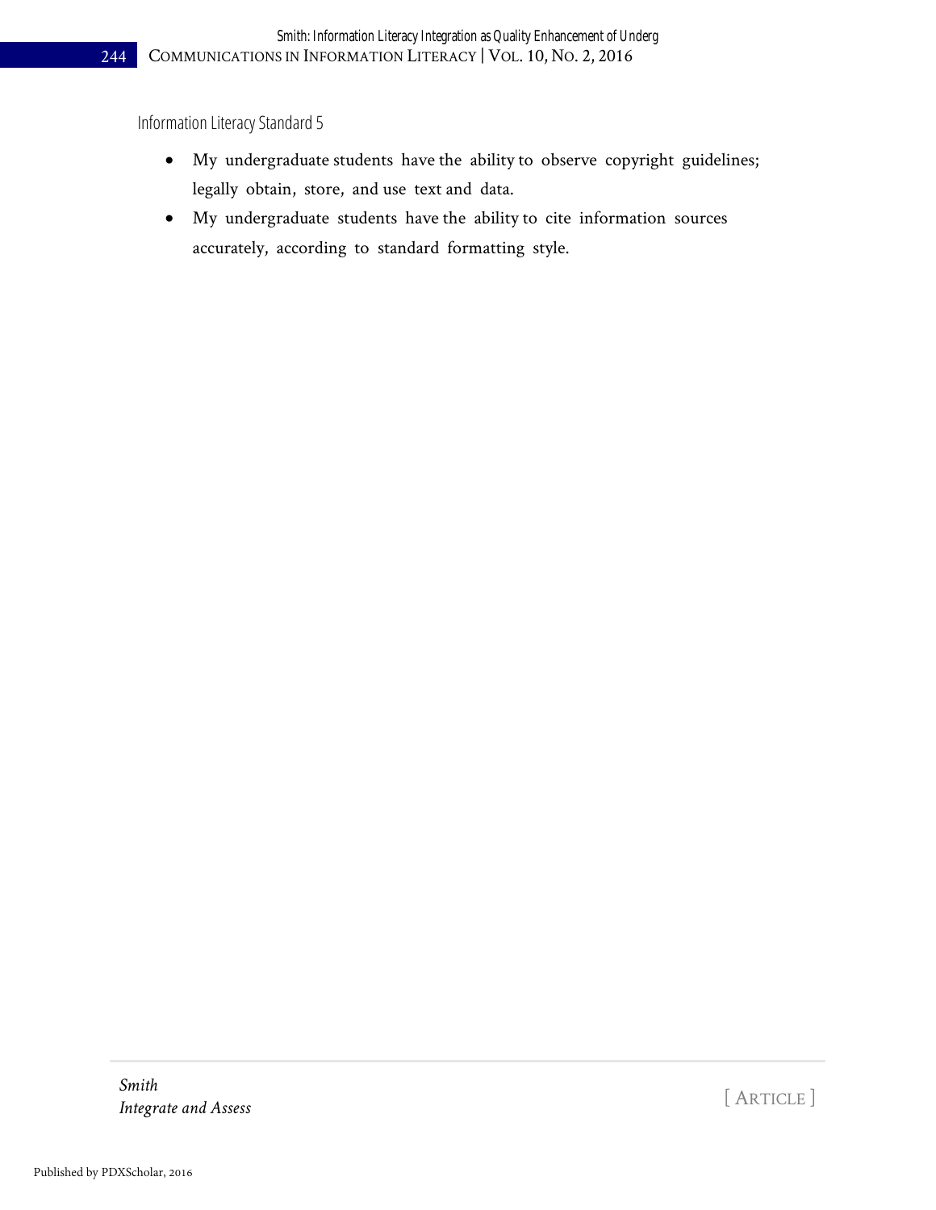Information Literacy Standard 5

- My undergraduate students have the ability to observe copyright guidelines; legally obtain, store, and use text and data.
- My undergraduate students have the ability to cite information sources accurately, according to standard formatting style.